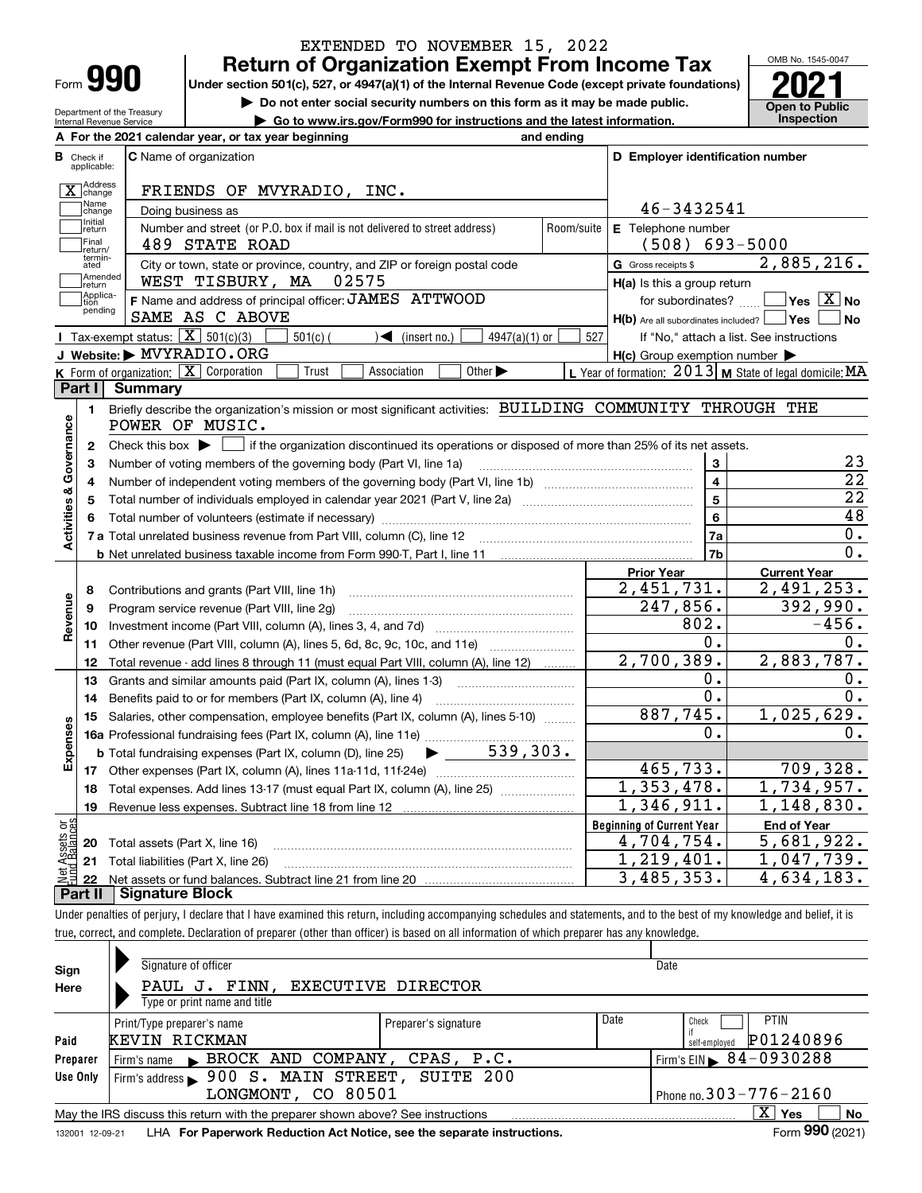EXTENDED TO NOVEMBER 15, 2022

# Form 990 — Return of Organization Exempt From Income Tax

Under section 501(c), 527, or 4947(a)(1) of the Internal Revenue Code (except private foundations)

▶ Do not enter social security numbers on this form as it may be made public.

▶ Go to www.irs.gov/Form990 for instructions and the latest information.

Department of the Treasury
Internal Revenue Service

OMB No. 1545-0047

**2021**

**Open to Public Inspection**

**A** For the 2021 calendar year, or tax year beginning and ending

**B** Check if applicable:
- [X] Address change
- [ ] Name change
- [ ] Initial return
- [ ] Final return/terminated
- [ ] Amended return
- [ ] Application pending

**C** Name of organization: FRIENDS OF MVYRADIO, INC.

Doing business as

Number and street (or P.O. box if mail is not delivered to street address): 489 STATE ROAD | Room/suite

City or town, state or province, country, and ZIP or foreign postal code: WEST TISBURY, MA 02575

**F** Name and address of principal officer: JAMES ATTWOOD
SAME AS C ABOVE

**D** Employer identification number: 46-3432541

**E** Telephone number: (508) 693-5000

**G** Gross receipts $ 2,885,216.

**H(a)** Is this a group return for subordinates? [ ] Yes [X] No

**H(b)** Are all subordinates included? [ ] Yes [ ] No
If "No," attach a list. See instructions

**H(c)** Group exemption number ▶

**I** Tax-exempt status: [X] 501(c)(3) [ ] 501(c) ( ) ◀ (insert no.) [ ] 4947(a)(1) or [ ] 527

**J** Website: ▶ MVYRADIO.ORG

**K** Form of organization: [X] Corporation [ ] Trust [ ] Association [ ] Other ▶

**L** Year of formation: 2013 **M** State of legal domicile: MA

## Part I Summary

**Activities & Governance**

1. Briefly describe the organization's mission or most significant activities: BUILDING COMMUNITY THROUGH THE POWER OF MUSIC.
2. Check this box ▶ [ ] if the organization discontinued its operations or disposed of more than 25% of its net assets.

| | | Line | |
|---|---|---|---|
| 3 | Number of voting members of the governing body (Part VI, line 1a) | 3 | 23 |
| 4 | Number of independent voting members of the governing body (Part VI, line 1b) | 4 | 22 |
| 5 | Total number of individuals employed in calendar year 2021 (Part V, line 2a) | 5 | 22 |
| 6 | Total number of volunteers (estimate if necessary) | 6 | 48 |
| 7a | Total unrelated business revenue from Part VIII, column (C), line 12 | 7a | 0. |
| b | Net unrelated business taxable income from Form 990-T, Part I, line 11 | 7b | 0. |

| | | Prior Year | Current Year |
|---|---|---|---|
| **Revenue** | | | |
| 8 | Contributions and grants (Part VIII, line 1h) | 2,451,731. | 2,491,253. |
| 9 | Program service revenue (Part VIII, line 2g) | 247,856. | 392,990. |
| 10 | Investment income (Part VIII, column (A), lines 3, 4, and 7d) | 802. | -456. |
| 11 | Other revenue (Part VIII, column (A), lines 5, 6d, 8c, 9c, 10c, and 11e) | 0. | 0. |
| 12 | Total revenue - add lines 8 through 11 (must equal Part VIII, column (A), line 12) | 2,700,389. | 2,883,787. |
| **Expenses** | | | |
| 13 | Grants and similar amounts paid (Part IX, column (A), lines 1-3) | 0. | 0. |
| 14 | Benefits paid to or for members (Part IX, column (A), line 4) | 0. | 0. |
| 15 | Salaries, other compensation, employee benefits (Part IX, column (A), lines 5-10) | 887,745. | 1,025,629. |
| 16a | Professional fundraising fees (Part IX, column (A), line 11e) | 0. | 0. |
| b | Total fundraising expenses (Part IX, column (D), line 25) ▶ 539,303. | | |
| 17 | Other expenses (Part IX, column (A), lines 11a-11d, 11f-24e) | 465,733. | 709,328. |
| 18 | Total expenses. Add lines 13-17 (must equal Part IX, column (A), line 25) | 1,353,478. | 1,734,957. |
| 19 | Revenue less expenses. Subtract line 18 from line 12 | 1,346,911. | 1,148,830. |

| **Net Assets or Fund Balances** | | Beginning of Current Year | End of Year |
|---|---|---|---|
| 20 | Total assets (Part X, line 16) | 4,704,754. | 5,681,922. |
| 21 | Total liabilities (Part X, line 26) | 1,219,401. | 1,047,739. |
| 22 | Net assets or fund balances. Subtract line 21 from line 20 | 3,485,353. | 4,634,183. |

## Part II Signature Block

Under penalties of perjury, I declare that I have examined this return, including accompanying schedules and statements, and to the best of my knowledge and belief, it is true, correct, and complete. Declaration of preparer (other than officer) is based on all information of which preparer has any knowledge.

**Sign Here**

Signature of officer | Date

PAUL J. FINN, EXECUTIVE DIRECTOR
Type or print name and title

**Paid Preparer Use Only**

| Print/Type preparer's name | Preparer's signature | Date | Check if self-employed | PTIN |
|---|---|---|---|---|
| KEVIN RICKMAN | | | [ ] | P01240896 |

Firm's name ▶ BROCK AND COMPANY, CPAS, P.C. | Firm's EIN ▶ 84-0930288

Firm's address ▶ 900 S. MAIN STREET, SUITE 200, LONGMONT, CO 80501 | Phone no. 303-776-2160

May the IRS discuss this return with the preparer shown above? See instructions [X] Yes [ ] No

132001 12-09-21 LHA For Paperwork Reduction Act Notice, see the separate instructions. Form **990** (2021)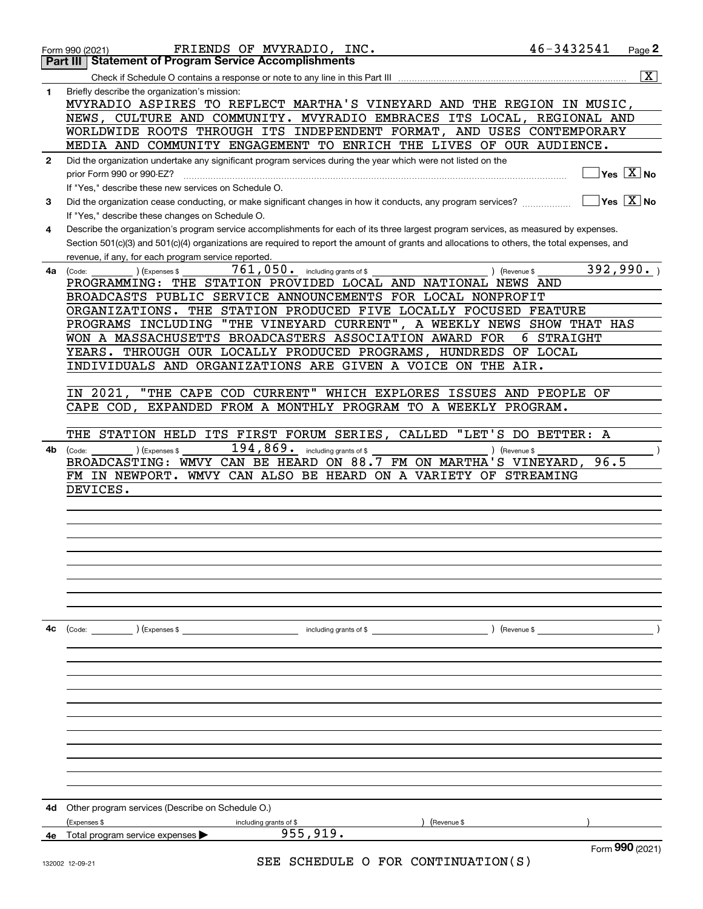Form 990 (2021) FRIENDS OF MVYRADIO, INC. 46-3432541 Page **2**

## Part III Statement of Program Service Accomplishments

Check if Schedule O contains a response or note to any line in this Part III .......... [X]

**1** Briefly describe the organization's mission:

MVYRADIO ASPIRES TO REFLECT MARTHA'S VINEYARD AND THE REGION IN MUSIC, NEWS, CULTURE AND COMMUNITY. MVYRADIO EMBRACES ITS LOCAL, REGIONAL AND WORLDWIDE ROOTS THROUGH ITS INDEPENDENT FORMAT, AND USES CONTEMPORARY MEDIA AND COMMUNITY ENGAGEMENT TO ENRICH THE LIVES OF OUR AUDIENCE.

**2** Did the organization undertake any significant program services during the year which were not listed on the prior Form 990 or 990-EZ? .......... [ ] Yes [X] No

If "Yes," describe these new services on Schedule O.

**3** Did the organization cease conducting, or make significant changes in how it conducts, any program services? .......... [ ] Yes [X] No

If "Yes," describe these changes on Schedule O.

**4** Describe the organization's program service accomplishments for each of its three largest program services, as measured by expenses. Section 501(c)(3) and 501(c)(4) organizations are required to report the amount of grants and allocations to others, the total expenses, and revenue, if any, for each program service reported.

**4a** (Code: ) (Expenses $ 761,050. including grants of $ ) (Revenue $ 392,990. )

PROGRAMMING: THE STATION PROVIDED LOCAL AND NATIONAL NEWS AND BROADCASTS PUBLIC SERVICE ANNOUNCEMENTS FOR LOCAL NONPROFIT ORGANIZATIONS. THE STATION PRODUCED FIVE LOCALLY FOCUSED FEATURE PROGRAMS INCLUDING "THE VINEYARD CURRENT", A WEEKLY NEWS SHOW THAT HAS WON A MASSACHUSETTS BROADCASTERS ASSOCIATION AWARD FOR 6 STRAIGHT YEARS. THROUGH OUR LOCALLY PRODUCED PROGRAMS, HUNDREDS OF LOCAL INDIVIDUALS AND ORGANIZATIONS ARE GIVEN A VOICE ON THE AIR.

IN 2021, "THE CAPE COD CURRENT" WHICH EXPLORES ISSUES AND PEOPLE OF CAPE COD, EXPANDED FROM A MONTHLY PROGRAM TO A WEEKLY PROGRAM.

THE STATION HELD ITS FIRST FORUM SERIES, CALLED "LET'S DO BETTER: A

**4b** (Code: ) (Expenses $ 194,869. including grants of $ ) (Revenue $ )

BROADCASTING: WMVY CAN BE HEARD ON 88.7 FM ON MARTHA'S VINEYARD, 96.5 FM IN NEWPORT. WMVY CAN ALSO BE HEARD ON A VARIETY OF STREAMING DEVICES.

**4c** (Code: ) (Expenses $ including grants of $ ) (Revenue $ )

**4d** Other program services (Describe on Schedule O.)

(Expenses $ including grants of $ ) (Revenue $ )

**4e** Total program service expenses ▶ 955,919.

Form **990** (2021)

SEE SCHEDULE O FOR CONTINUATION(S)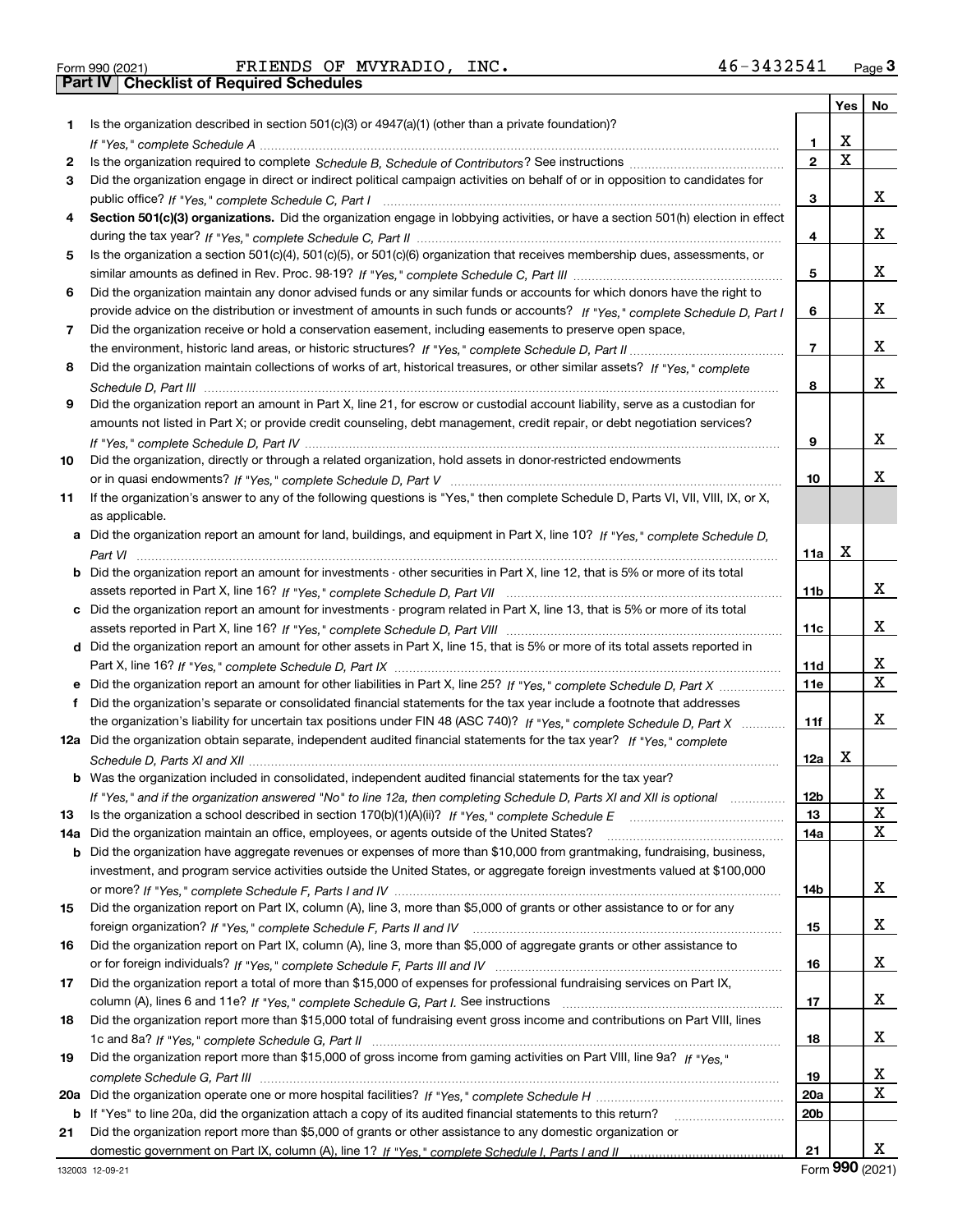Form 990 (2021) FRIENDS OF MVYRADIO, INC. 46-3432541 Page 3

## Part IV | Checklist of Required Schedules

| | | | Yes | No |
|---|---|---|---|---|
| 1 | Is the organization described in section 501(c)(3) or 4947(a)(1) (other than a private foundation)? *If "Yes," complete Schedule A* | 1 | X | |
| 2 | Is the organization required to complete *Schedule B, Schedule of Contributors*? See instructions | 2 | X | |
| 3 | Did the organization engage in direct or indirect political campaign activities on behalf of or in opposition to candidates for public office? *If "Yes," complete Schedule C, Part I* | 3 | | X |
| 4 | **Section 501(c)(3) organizations.** Did the organization engage in lobbying activities, or have a section 501(h) election in effect during the tax year? *If "Yes," complete Schedule C, Part II* | 4 | | X |
| 5 | Is the organization a section 501(c)(4), 501(c)(5), or 501(c)(6) organization that receives membership dues, assessments, or similar amounts as defined in Rev. Proc. 98-19? *If "Yes," complete Schedule C, Part III* | 5 | | X |
| 6 | Did the organization maintain any donor advised funds or any similar funds or accounts for which donors have the right to provide advice on the distribution or investment of amounts in such funds or accounts? *If "Yes," complete Schedule D, Part I* | 6 | | X |
| 7 | Did the organization receive or hold a conservation easement, including easements to preserve open space, the environment, historic land areas, or historic structures? *If "Yes," complete Schedule D, Part II* | 7 | | X |
| 8 | Did the organization maintain collections of works of art, historical treasures, or other similar assets? *If "Yes," complete Schedule D, Part III* | 8 | | X |
| 9 | Did the organization report an amount in Part X, line 21, for escrow or custodial account liability, serve as a custodian for amounts not listed in Part X; or provide credit counseling, debt management, credit repair, or debt negotiation services? *If "Yes," complete Schedule D, Part IV* | 9 | | X |
| 10 | Did the organization, directly or through a related organization, hold assets in donor-restricted endowments or in quasi endowments? *If "Yes," complete Schedule D, Part V* | 10 | | X |
| 11 | If the organization's answer to any of the following questions is "Yes," then complete Schedule D, Parts VI, VII, VIII, IX, or X, as applicable. | | | |
| a | Did the organization report an amount for land, buildings, and equipment in Part X, line 10? *If "Yes," complete Schedule D, Part VI* | 11a | X | |
| b | Did the organization report an amount for investments - other securities in Part X, line 12, that is 5% or more of its total assets reported in Part X, line 16? *If "Yes," complete Schedule D, Part VII* | 11b | | X |
| c | Did the organization report an amount for investments - program related in Part X, line 13, that is 5% or more of its total assets reported in Part X, line 16? *If "Yes," complete Schedule D, Part VIII* | 11c | | X |
| d | Did the organization report an amount for other assets in Part X, line 15, that is 5% or more of its total assets reported in Part X, line 16? *If "Yes," complete Schedule D, Part IX* | 11d | | X |
| e | Did the organization report an amount for other liabilities in Part X, line 25? *If "Yes," complete Schedule D, Part X* | 11e | | X |
| f | Did the organization's separate or consolidated financial statements for the tax year include a footnote that addresses the organization's liability for uncertain tax positions under FIN 48 (ASC 740)? *If "Yes," complete Schedule D, Part X* | 11f | | X |
| 12a | Did the organization obtain separate, independent audited financial statements for the tax year? *If "Yes," complete Schedule D, Parts XI and XII* | 12a | X | |
| b | Was the organization included in consolidated, independent audited financial statements for the tax year? *If "Yes," and if the organization answered "No" to line 12a, then completing Schedule D, Parts XI and XII is optional* | 12b | | X |
| 13 | Is the organization a school described in section 170(b)(1)(A)(ii)? *If "Yes," complete Schedule E* | 13 | | X |
| 14a | Did the organization maintain an office, employees, or agents outside of the United States? | 14a | | X |
| b | Did the organization have aggregate revenues or expenses of more than $10,000 from grantmaking, fundraising, business, investment, and program service activities outside the United States, or aggregate foreign investments valued at $100,000 or more? *If "Yes," complete Schedule F, Parts I and IV* | 14b | | X |
| 15 | Did the organization report on Part IX, column (A), line 3, more than $5,000 of grants or other assistance to or for any foreign organization? *If "Yes," complete Schedule F, Parts II and IV* | 15 | | X |
| 16 | Did the organization report on Part IX, column (A), line 3, more than $5,000 of aggregate grants or other assistance to or for foreign individuals? *If "Yes," complete Schedule F, Parts III and IV* | 16 | | X |
| 17 | Did the organization report a total of more than $15,000 of expenses for professional fundraising services on Part IX, column (A), lines 6 and 11e? *If "Yes," complete Schedule G, Part I.* See instructions | 17 | | X |
| 18 | Did the organization report more than $15,000 total of fundraising event gross income and contributions on Part VIII, lines 1c and 8a? *If "Yes," complete Schedule G, Part II* | 18 | | X |
| 19 | Did the organization report more than $15,000 of gross income from gaming activities on Part VIII, line 9a? *If "Yes," complete Schedule G, Part III* | 19 | | X |
| 20a | Did the organization operate one or more hospital facilities? *If "Yes," complete Schedule H* | 20a | | X |
| b | If "Yes" to line 20a, did the organization attach a copy of its audited financial statements to this return? | 20b | | |
| 21 | Did the organization report more than $5,000 of grants or other assistance to any domestic organization or domestic government on Part IX, column (A), line 1? *If "Yes," complete Schedule I, Parts I and II* | 21 | | X |

132003 12-09-21 Form 990 (2021)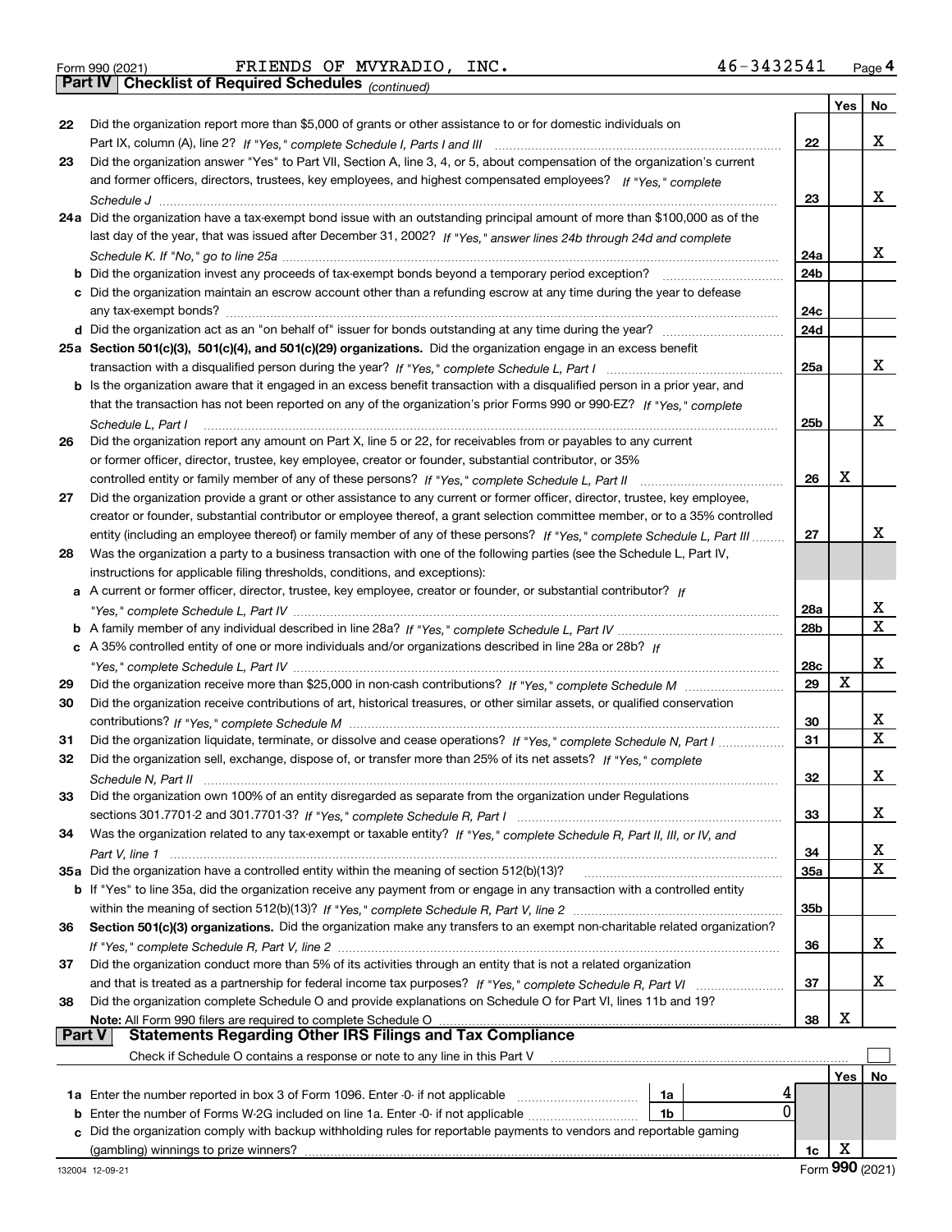Form 990 (2021) FRIENDS OF MVYRADIO, INC. 46-3432541 Page 4

**Part IV Checklist of Required Schedules** *(continued)*

| | | | Yes | No |
|---|---|---|---|---|
| 22 | Did the organization report more than $5,000 of grants or other assistance to or for domestic individuals on Part IX, column (A), line 2? *If "Yes," complete Schedule I, Parts I and III* | 22 | | X |
| 23 | Did the organization answer "Yes" to Part VII, Section A, line 3, 4, or 5, about compensation of the organization's current and former officers, directors, trustees, key employees, and highest compensated employees? *If "Yes," complete Schedule J* | 23 | | X |
| 24a | Did the organization have a tax-exempt bond issue with an outstanding principal amount of more than $100,000 as of the last day of the year, that was issued after December 31, 2002? *If "Yes," answer lines 24b through 24d and complete Schedule K. If "No," go to line 25a* | 24a | | X |
| b | Did the organization invest any proceeds of tax-exempt bonds beyond a temporary period exception? | 24b | | |
| c | Did the organization maintain an escrow account other than a refunding escrow at any time during the year to defease any tax-exempt bonds? | 24c | | |
| d | Did the organization act as an "on behalf of" issuer for bonds outstanding at any time during the year? | 24d | | |
| 25a | **Section 501(c)(3), 501(c)(4), and 501(c)(29) organizations.** Did the organization engage in an excess benefit transaction with a disqualified person during the year? *If "Yes," complete Schedule L, Part I* | 25a | | X |
| b | Is the organization aware that it engaged in an excess benefit transaction with a disqualified person in a prior year, and that the transaction has not been reported on any of the organization's prior Forms 990 or 990-EZ? *If "Yes," complete Schedule L, Part I* | 25b | | X |
| 26 | Did the organization report any amount on Part X, line 5 or 22, for receivables from or payables to any current or former officer, director, trustee, key employee, creator or founder, substantial contributor, or 35% controlled entity or family member of any of these persons? *If "Yes," complete Schedule L, Part II* | 26 | X | |
| 27 | Did the organization provide a grant or other assistance to any current or former officer, director, trustee, key employee, creator or founder, substantial contributor or employee thereof, a grant selection committee member, or to a 35% controlled entity (including an employee thereof) or family member of any of these persons? *If "Yes," complete Schedule L, Part III* | 27 | | X |
| 28 | Was the organization a party to a business transaction with one of the following parties (see the Schedule L, Part IV, instructions for applicable filing thresholds, conditions, and exceptions): | | | |
| a | A current or former officer, director, trustee, key employee, creator or founder, or substantial contributor? *If "Yes," complete Schedule L, Part IV* | 28a | | X |
| b | A family member of any individual described in line 28a? *If "Yes," complete Schedule L, Part IV* | 28b | | X |
| c | A 35% controlled entity of one or more individuals and/or organizations described in line 28a or 28b? *If "Yes," complete Schedule L, Part IV* | 28c | | X |
| 29 | Did the organization receive more than $25,000 in non-cash contributions? *If "Yes," complete Schedule M* | 29 | X | |
| 30 | Did the organization receive contributions of art, historical treasures, or other similar assets, or qualified conservation contributions? *If "Yes," complete Schedule M* | 30 | | X |
| 31 | Did the organization liquidate, terminate, or dissolve and cease operations? *If "Yes," complete Schedule N, Part I* | 31 | | X |
| 32 | Did the organization sell, exchange, dispose of, or transfer more than 25% of its net assets? *If "Yes," complete Schedule N, Part II* | 32 | | X |
| 33 | Did the organization own 100% of an entity disregarded as separate from the organization under Regulations sections 301.7701-2 and 301.7701-3? *If "Yes," complete Schedule R, Part I* | 33 | | X |
| 34 | Was the organization related to any tax-exempt or taxable entity? *If "Yes," complete Schedule R, Part II, III, or IV, and Part V, line 1* | 34 | | X |
| 35a | Did the organization have a controlled entity within the meaning of section 512(b)(13)? | 35a | | X |
| b | If "Yes" to line 35a, did the organization receive any payment from or engage in any transaction with a controlled entity within the meaning of section 512(b)(13)? *If "Yes," complete Schedule R, Part V, line 2* | 35b | | |
| 36 | **Section 501(c)(3) organizations.** Did the organization make any transfers to an exempt non-charitable related organization? *If "Yes," complete Schedule R, Part V, line 2* | 36 | | X |
| 37 | Did the organization conduct more than 5% of its activities through an entity that is not a related organization and that is treated as a partnership for federal income tax purposes? *If "Yes," complete Schedule R, Part VI* | 37 | | X |
| 38 | Did the organization complete Schedule O and provide explanations on Schedule O for Part VI, lines 11b and 19? **Note:** All Form 990 filers are required to complete Schedule O | 38 | X | |

**Part V Statements Regarding Other IRS Filings and Tax Compliance**

Check if Schedule O contains a response or note to any line in this Part V ☐

| | | | | | Yes | No |
|---|---|---|---|---|---|---|
| 1a | Enter the number reported in box 3 of Form 1096. Enter -0- if not applicable | 1a | 4 | | | |
| b | Enter the number of Forms W-2G included on line 1a. Enter -0- if not applicable | 1b | 0 | | | |
| c | Did the organization comply with backup withholding rules for reportable payments to vendors and reportable gaming (gambling) winnings to prize winners? | | | 1c | X | |

132004 12-09-21 Form **990** (2021)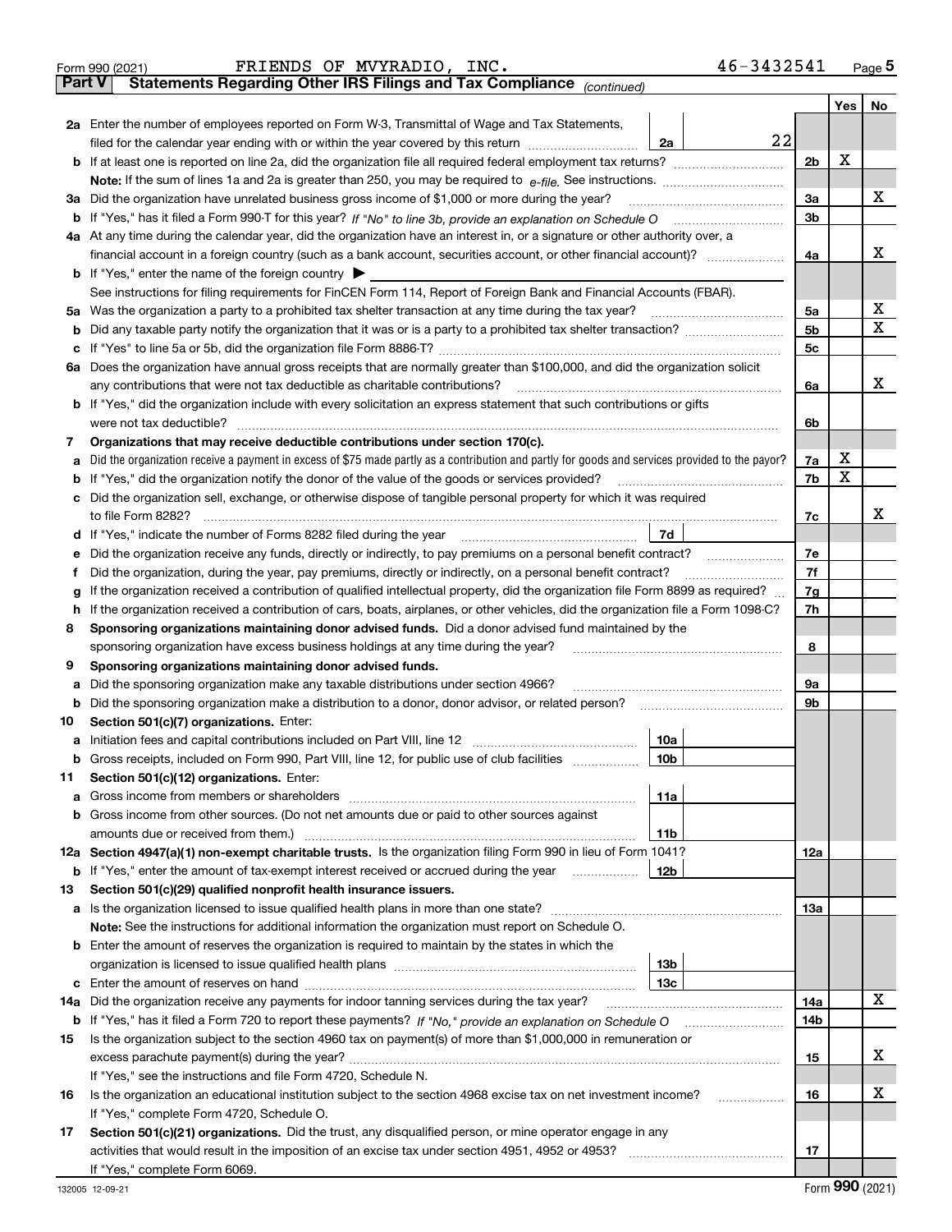Form 990 (2021) FRIENDS OF MVYRADIO, INC. 46-3432541 Page 5

**Part V Statements Regarding Other IRS Filings and Tax Compliance** *(continued)*

| | | | | Yes | No |
|---|---|---|---|---|---|
| **2a** | Enter the number of employees reported on Form W-3, Transmittal of Wage and Tax Statements, filed for the calendar year ending with or within the year covered by this return | 2a | 22 | | |
| **b** | If at least one is reported on line 2a, did the organization file all required federal employment tax returns? | | 2b | X | |
| | **Note:** If the sum of lines 1a and 2a is greater than 250, you may be required to *e-file.* See instructions. | | | | |
| **3a** | Did the organization have unrelated business gross income of $1,000 or more during the year? | | 3a | | X |
| **b** | If "Yes," has it filed a Form 990-T for this year? *If "No" to line 3b, provide an explanation on Schedule O* | | 3b | | |
| **4a** | At any time during the calendar year, did the organization have an interest in, or a signature or other authority over, a financial account in a foreign country (such as a bank account, securities account, or other financial account)? | | 4a | | X |
| **b** | If "Yes," enter the name of the foreign country ▶ | | | | |
| | See instructions for filing requirements for FinCEN Form 114, Report of Foreign Bank and Financial Accounts (FBAR). | | | | |
| **5a** | Was the organization a party to a prohibited tax shelter transaction at any time during the tax year? | | 5a | | X |
| **b** | Did any taxable party notify the organization that it was or is a party to a prohibited tax shelter transaction? | | 5b | | X |
| **c** | If "Yes" to line 5a or 5b, did the organization file Form 8886-T? | | 5c | | |
| **6a** | Does the organization have annual gross receipts that are normally greater than $100,000, and did the organization solicit any contributions that were not tax deductible as charitable contributions? | | 6a | | X |
| **b** | If "Yes," did the organization include with every solicitation an express statement that such contributions or gifts were not tax deductible? | | 6b | | |
| **7** | **Organizations that may receive deductible contributions under section 170(c).** | | | | |
| **a** | Did the organization receive a payment in excess of $75 made partly as a contribution and partly for goods and services provided to the payor? | | 7a | X | |
| **b** | If "Yes," did the organization notify the donor of the value of the goods or services provided? | | 7b | X | |
| **c** | Did the organization sell, exchange, or otherwise dispose of tangible personal property for which it was required to file Form 8282? | | 7c | | X |
| **d** | If "Yes," indicate the number of Forms 8282 filed during the year | 7d | | | |
| **e** | Did the organization receive any funds, directly or indirectly, to pay premiums on a personal benefit contract? | | 7e | | |
| **f** | Did the organization, during the year, pay premiums, directly or indirectly, on a personal benefit contract? | | 7f | | |
| **g** | If the organization received a contribution of qualified intellectual property, did the organization file Form 8899 as required? | | 7g | | |
| **h** | If the organization received a contribution of cars, boats, airplanes, or other vehicles, did the organization file a Form 1098-C? | | 7h | | |
| **8** | **Sponsoring organizations maintaining donor advised funds.** Did a donor advised fund maintained by the sponsoring organization have excess business holdings at any time during the year? | | 8 | | |
| **9** | **Sponsoring organizations maintaining donor advised funds.** | | | | |
| **a** | Did the sponsoring organization make any taxable distributions under section 4966? | | 9a | | |
| **b** | Did the sponsoring organization make a distribution to a donor, donor advisor, or related person? | | 9b | | |
| **10** | **Section 501(c)(7) organizations.** Enter: | | | | |
| **a** | Initiation fees and capital contributions included on Part VIII, line 12 | 10a | | | |
| **b** | Gross receipts, included on Form 990, Part VIII, line 12, for public use of club facilities | 10b | | | |
| **11** | **Section 501(c)(12) organizations.** Enter: | | | | |
| **a** | Gross income from members or shareholders | 11a | | | |
| **b** | Gross income from other sources. (Do not net amounts due or paid to other sources against amounts due or received from them.) | 11b | | | |
| **12a** | **Section 4947(a)(1) non-exempt charitable trusts.** Is the organization filing Form 990 in lieu of Form 1041? | | 12a | | |
| **b** | If "Yes," enter the amount of tax-exempt interest received or accrued during the year | 12b | | | |
| **13** | **Section 501(c)(29) qualified nonprofit health insurance issuers.** | | | | |
| **a** | Is the organization licensed to issue qualified health plans in more than one state? | | 13a | | |
| | **Note:** See the instructions for additional information the organization must report on Schedule O. | | | | |
| **b** | Enter the amount of reserves the organization is required to maintain by the states in which the organization is licensed to issue qualified health plans | 13b | | | |
| **c** | Enter the amount of reserves on hand | 13c | | | |
| **14a** | Did the organization receive any payments for indoor tanning services during the tax year? | | 14a | | X |
| **b** | If "Yes," has it filed a Form 720 to report these payments? *If "No," provide an explanation on Schedule O* | | 14b | | |
| **15** | Is the organization subject to the section 4960 tax on payment(s) of more than $1,000,000 in remuneration or excess parachute payment(s) during the year? | | 15 | | X |
| | If "Yes," see the instructions and file Form 4720, Schedule N. | | | | |
| **16** | Is the organization an educational institution subject to the section 4968 excise tax on net investment income? | | 16 | | X |
| | If "Yes," complete Form 4720, Schedule O. | | | | |
| **17** | **Section 501(c)(21) organizations.** Did the trust, any disqualified person, or mine operator engage in any activities that would result in the imposition of an excise tax under section 4951, 4952 or 4953? | | 17 | | |
| | If "Yes," complete Form 6069. | | | | |

132005 12-09-21 Form **990** (2021)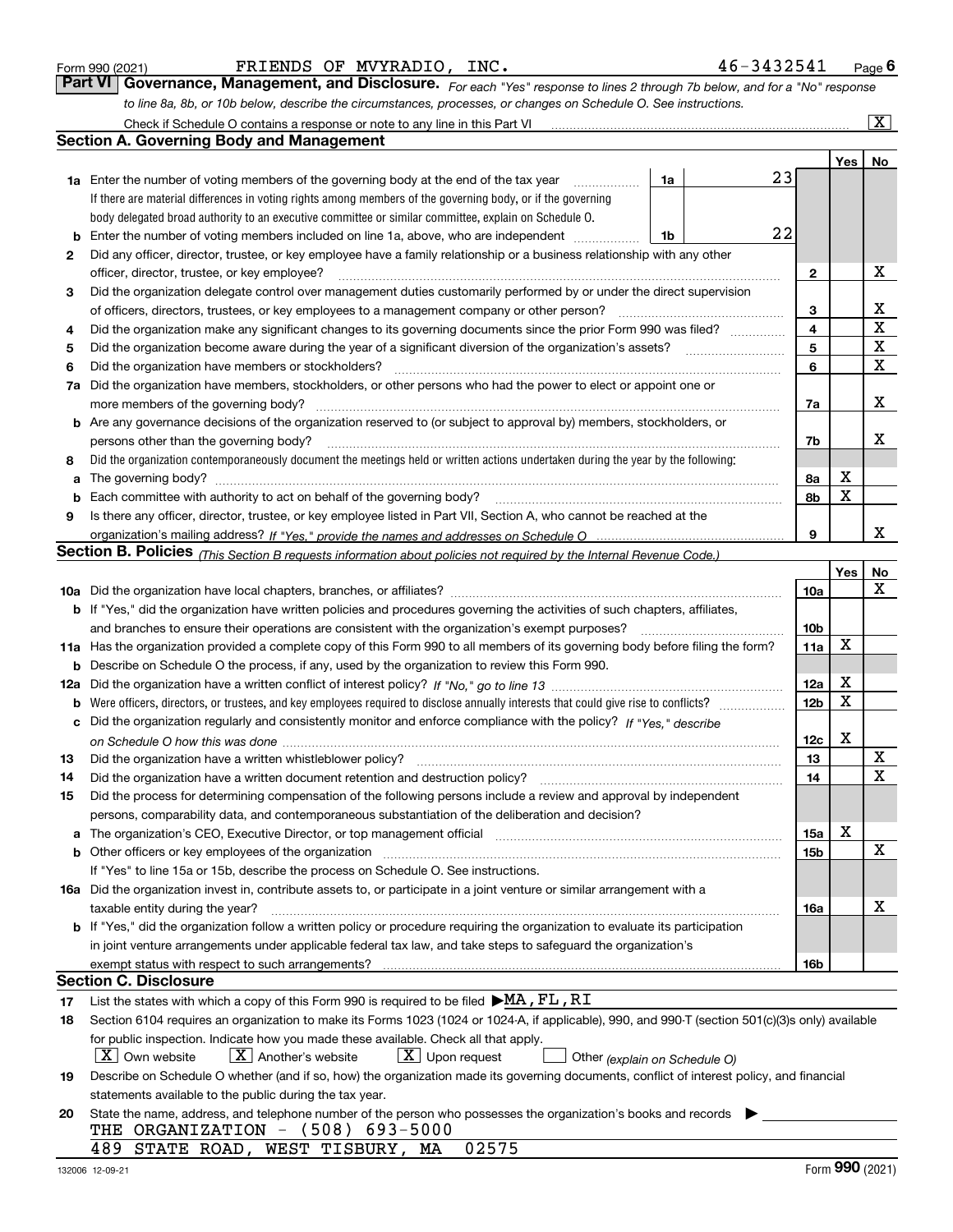Form 990 (2021) FRIENDS OF MVYRADIO, INC. 46-3432541 Page 6

## Part VI Governance, Management, and Disclosure.

*For each "Yes" response to lines 2 through 7b below, and for a "No" response to line 8a, 8b, or 10b below, describe the circumstances, processes, or changes on Schedule O. See instructions.*

Check if Schedule O contains a response or note to any line in this Part VI [X]

### Section A. Governing Body and Management

| | | | | Yes | No |
|---|---|---|---|---|---|
| 1a | Enter the number of voting members of the governing body at the end of the tax year | 1a | 23 | | |
| | If there are material differences in voting rights among members of the governing body, or if the governing body delegated broad authority to an executive committee or similar committee, explain on Schedule O. | | | | |
| b | Enter the number of voting members included on line 1a, above, who are independent | 1b | 22 | | |
| 2 | Did any officer, director, trustee, or key employee have a family relationship or a business relationship with any other officer, director, trustee, or key employee? | 2 | | | X |
| 3 | Did the organization delegate control over management duties customarily performed by or under the direct supervision of officers, directors, trustees, or key employees to a management company or other person? | 3 | | | X |
| 4 | Did the organization make any significant changes to its governing documents since the prior Form 990 was filed? | 4 | | | X |
| 5 | Did the organization become aware during the year of a significant diversion of the organization's assets? | 5 | | | X |
| 6 | Did the organization have members or stockholders? | 6 | | | X |
| 7a | Did the organization have members, stockholders, or other persons who had the power to elect or appoint one or more members of the governing body? | 7a | | | X |
| b | Are any governance decisions of the organization reserved to (or subject to approval by) members, stockholders, or persons other than the governing body? | 7b | | | X |
| 8 | Did the organization contemporaneously document the meetings held or written actions undertaken during the year by the following: | | | | |
| a | The governing body? | 8a | | X | |
| b | Each committee with authority to act on behalf of the governing body? | 8b | | X | |
| 9 | Is there any officer, director, trustee, or key employee listed in Part VII, Section A, who cannot be reached at the organization's mailing address? *If "Yes," provide the names and addresses on Schedule O* | 9 | | | X |

### Section B. Policies *(This Section B requests information about policies not required by the Internal Revenue Code.)*

| | | | Yes | No |
|---|---|---|---|---|
| 10a | Did the organization have local chapters, branches, or affiliates? | 10a | | X |
| b | If "Yes," did the organization have written policies and procedures governing the activities of such chapters, affiliates, and branches to ensure their operations are consistent with the organization's exempt purposes? | 10b | | |
| 11a | Has the organization provided a complete copy of this Form 990 to all members of its governing body before filing the form? | 11a | X | |
| b | Describe on Schedule O the process, if any, used by the organization to review this Form 990. | | | |
| 12a | Did the organization have a written conflict of interest policy? *If "No," go to line 13* | 12a | X | |
| b | Were officers, directors, or trustees, and key employees required to disclose annually interests that could give rise to conflicts? | 12b | X | |
| c | Did the organization regularly and consistently monitor and enforce compliance with the policy? *If "Yes," describe on Schedule O how this was done* | 12c | X | |
| 13 | Did the organization have a written whistleblower policy? | 13 | | X |
| 14 | Did the organization have a written document retention and destruction policy? | 14 | | X |
| 15 | Did the process for determining compensation of the following persons include a review and approval by independent persons, comparability data, and contemporaneous substantiation of the deliberation and decision? | | | |
| a | The organization's CEO, Executive Director, or top management official | 15a | X | |
| b | Other officers or key employees of the organization | 15b | | X |
| | If "Yes" to line 15a or 15b, describe the process on Schedule O. See instructions. | | | |
| 16a | Did the organization invest in, contribute assets to, or participate in a joint venture or similar arrangement with a taxable entity during the year? | 16a | | X |
| b | If "Yes," did the organization follow a written policy or procedure requiring the organization to evaluate its participation in joint venture arrangements under applicable federal tax law, and take steps to safeguard the organization's exempt status with respect to such arrangements? | 16b | | |

### Section C. Disclosure

17 List the states with which a copy of this Form 990 is required to be filed ▶MA, FL, RI

18 Section 6104 requires an organization to make its Forms 1023 (1024 or 1024-A, if applicable), 990, and 990-T (section 501(c)(3)s only) available for public inspection. Indicate how you made these available. Check all that apply.

[X] Own website [X] Another's website [X] Upon request [ ] Other *(explain on Schedule O)*

19 Describe on Schedule O whether (and if so, how) the organization made its governing documents, conflict of interest policy, and financial statements available to the public during the tax year.

20 State the name, address, and telephone number of the person who possesses the organization's books and records ▶

THE ORGANIZATION - (508) 693-5000

489 STATE ROAD, WEST TISBURY, MA 02575

132006 12-09-21 Form **990** (2021)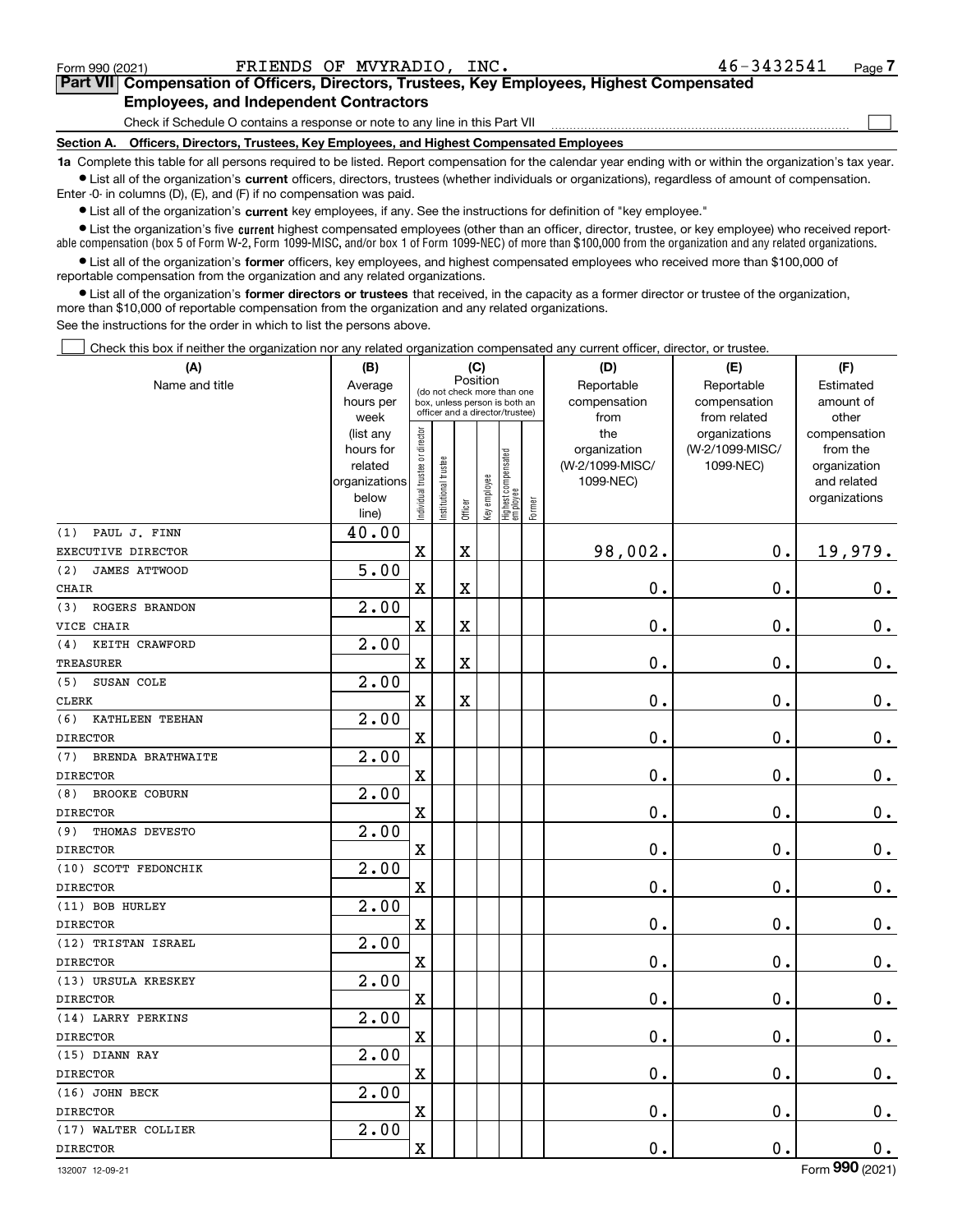Form 990 (2021) FRIENDS OF MVYRADIO, INC. 46-3432541

## Part VII Compensation of Officers, Directors, Trustees, Key Employees, Highest Compensated Employees, and Independent Contractors

Check if Schedule O contains a response or note to any line in this Part VII ☐

**Section A. Officers, Directors, Trustees, Key Employees, and Highest Compensated Employees**

**1a** Complete this table for all persons required to be listed. Report compensation for the calendar year ending with or within the organization's tax year.

- List all of the organization's **current** officers, directors, trustees (whether individuals or organizations), regardless of amount of compensation. Enter -0- in columns (D), (E), and (F) if no compensation was paid.
- List all of the organization's **current** key employees, if any. See the instructions for definition of "key employee."
- List the organization's five **current** highest compensated employees (other than an officer, director, trustee, or key employee) who received reportable compensation (box 5 of Form W-2, Form 1099-MISC, and/or box 1 of Form 1099-NEC) of more than $100,000 from the organization and any related organizations.
- List all of the organization's **former** officers, key employees, and highest compensated employees who received more than $100,000 of reportable compensation from the organization and any related organizations.
- List all of the organization's **former directors or trustees** that received, in the capacity as a former director or trustee of the organization, more than $10,000 of reportable compensation from the organization and any related organizations.

See the instructions for the order in which to list the persons above.

☐ Check this box if neither the organization nor any related organization compensated any current officer, director, or trustee.

| (A) Name and title | (B) Average hours per week (list any hours for related organizations below line) | (C) Position: Individual trustee or director | Institutional trustee | Officer | Key employee | Highest compensated employee | Former | (D) Reportable compensation from the organization (W-2/1099-MISC/1099-NEC) | (E) Reportable compensation from related organizations (W-2/1099-MISC/1099-NEC) | (F) Estimated amount of other compensation from the organization and related organizations |
|---|---|---|---|---|---|---|---|---|---|---|
| (1) PAUL J. FINN<br>EXECUTIVE DIRECTOR | 40.00 | X | | X | | | | 98,002. | 0. | 19,979. |
| (2) JAMES ATTWOOD<br>CHAIR | 5.00 | X | | X | | | | 0. | 0. | 0. |
| (3) ROGERS BRANDON<br>VICE CHAIR | 2.00 | X | | X | | | | 0. | 0. | 0. |
| (4) KEITH CRAWFORD<br>TREASURER | 2.00 | X | | X | | | | 0. | 0. | 0. |
| (5) SUSAN COLE<br>CLERK | 2.00 | X | | X | | | | 0. | 0. | 0. |
| (6) KATHLEEN TEEHAN<br>DIRECTOR | 2.00 | X | | | | | | 0. | 0. | 0. |
| (7) BRENDA BRATHWAITE<br>DIRECTOR | 2.00 | X | | | | | | 0. | 0. | 0. |
| (8) BROOKE COBURN<br>DIRECTOR | 2.00 | X | | | | | | 0. | 0. | 0. |
| (9) THOMAS DEVESTO<br>DIRECTOR | 2.00 | X | | | | | | 0. | 0. | 0. |
| (10) SCOTT FEDONCHIK<br>DIRECTOR | 2.00 | X | | | | | | 0. | 0. | 0. |
| (11) BOB HURLEY<br>DIRECTOR | 2.00 | X | | | | | | 0. | 0. | 0. |
| (12) TRISTAN ISRAEL<br>DIRECTOR | 2.00 | X | | | | | | 0. | 0. | 0. |
| (13) URSULA KRESKEY<br>DIRECTOR | 2.00 | X | | | | | | 0. | 0. | 0. |
| (14) LARRY PERKINS<br>DIRECTOR | 2.00 | X | | | | | | 0. | 0. | 0. |
| (15) DIANN RAY<br>DIRECTOR | 2.00 | X | | | | | | 0. | 0. | 0. |
| (16) JOHN BECK<br>DIRECTOR | 2.00 | X | | | | | | 0. | 0. | 0. |
| (17) WALTER COLLIER<br>DIRECTOR | 2.00 | X | | | | | | 0. | 0. | 0. |

132007 12-09-21 Form 990 (2021)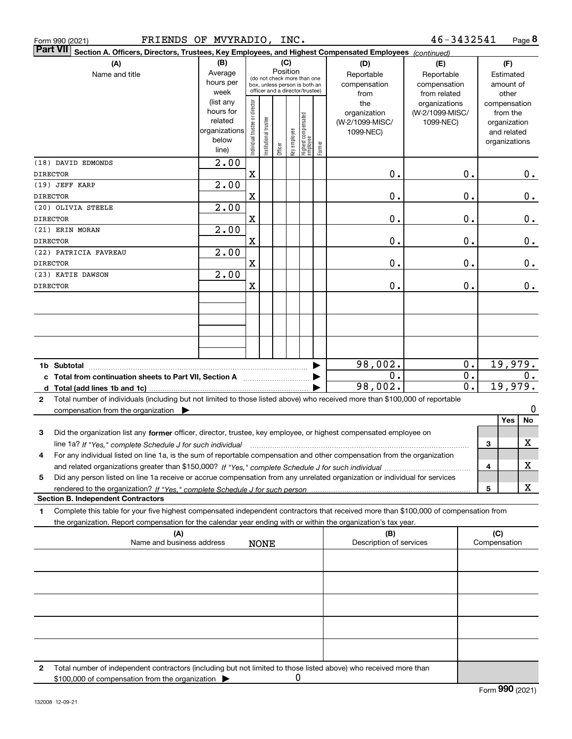Form 990 (2021) FRIENDS OF MVYRADIO, INC. 46-3432541 Page 8

**Part VII Section A. Officers, Directors, Trustees, Key Employees, and Highest Compensated Employees** *(continued)*

| (A) Name and title | (B) Average hours per week (list any hours for related organizations below line) | (C) Position: Individual trustee or director | Institutional trustee | Officer | Key employee | Highest compensated employee | Former | (D) Reportable compensation from the organization (W-2/1099-MISC/ 1099-NEC) | (E) Reportable compensation from related organizations (W-2/1099-MISC/ 1099-NEC) | (F) Estimated amount of other compensation from the organization and related organizations |
|---|---|---|---|---|---|---|---|---|---|---|
| (18) DAVID EDMONDS<br>DIRECTOR | 2.00 | X | | | | | | 0. | 0. | 0. |
| (19) JEFF KARP<br>DIRECTOR | 2.00 | X | | | | | | 0. | 0. | 0. |
| (20) OLIVIA STEELE<br>DIRECTOR | 2.00 | X | | | | | | 0. | 0. | 0. |
| (21) ERIN MORAN<br>DIRECTOR | 2.00 | X | | | | | | 0. | 0. | 0. |
| (22) PATRICIA FAVREAU<br>DIRECTOR | 2.00 | X | | | | | | 0. | 0. | 0. |
| (23) KATIE DAWSON<br>DIRECTOR | 2.00 | X | | | | | | 0. | 0. | 0. |
| **1b Subtotal** | | | | | | | | 98,002. | 0. | 19,979. |
| **c Total from continuation sheets to Part VII, Section A** | | | | | | | | 0. | 0. | 0. |
| **d Total (add lines 1b and 1c)** | | | | | | | | 98,002. | 0. | 19,979. |

**2** Total number of individuals (including but not limited to those listed above) who received more than $100,000 of reportable compensation from the organization ▶ 0

| | | Yes | No |
|---|---|---|---|
| **3** Did the organization list any **former** officer, director, trustee, key employee, or highest compensated employee on line 1a? *If "Yes," complete Schedule J for such individual* | 3 | | X |
| **4** For any individual listed on line 1a, is the sum of reportable compensation and other compensation from the organization and related organizations greater than $150,000? *If "Yes," complete Schedule J for such individual* | 4 | | X |
| **5** Did any person listed on line 1a receive or accrue compensation from any unrelated organization or individual for services rendered to the organization? *If "Yes," complete Schedule J for such person* | 5 | | X |

**Section B. Independent Contractors**

**1** Complete this table for your five highest compensated independent contractors that received more than $100,000 of compensation from the organization. Report compensation for the calendar year ending with or within the organization's tax year.

| (A) Name and business address NONE | (B) Description of services | (C) Compensation |
|---|---|---|
| | | |
| | | |
| | | |
| | | |
| | | |

**2** Total number of independent contractors (including but not limited to those listed above) who received more than $100,000 of compensation from the organization ▶ 0

Form **990** (2021)

132008 12-09-21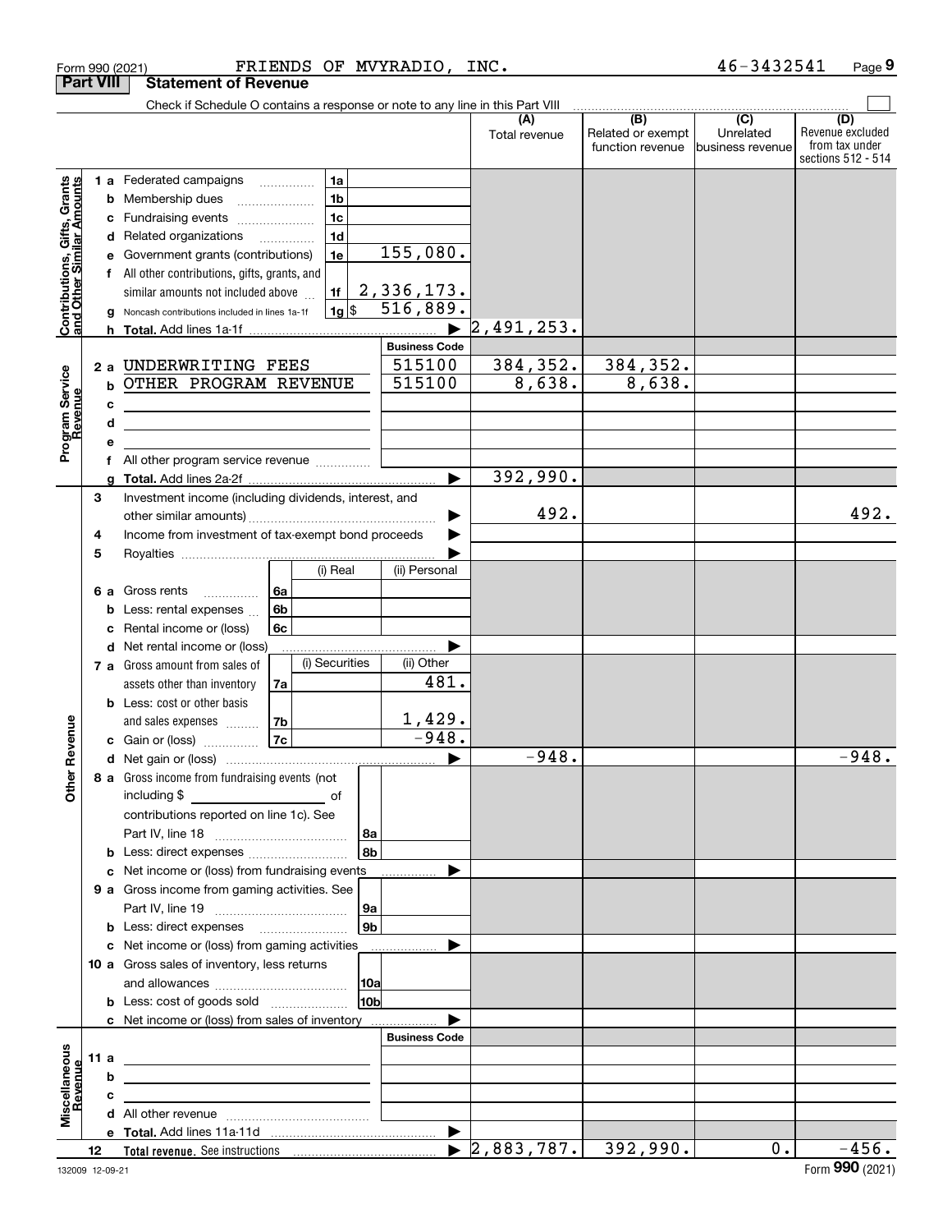Form 990 (2021) FRIENDS OF MVYRADIO, INC. 46-3432541 Page 9

## Part VIII Statement of Revenue

Check if Schedule O contains a response or note to any line in this Part VIII

| | | | | (A) Total revenue | (B) Related or exempt function revenue | (C) Unrelated business revenue | (D) Revenue excluded from tax under sections 512 - 514 |
|---|---|---|---|---|---|---|---|
| **Contributions, Gifts, Grants and Other Similar Amounts** | 1a Federated campaigns | 1a | | | | | |
| | b Membership dues | 1b | | | | | |
| | c Fundraising events | 1c | | | | | |
| | d Related organizations | 1d | | | | | |
| | e Government grants (contributions) | 1e | 155,080. | | | | |
| | f All other contributions, gifts, grants, and similar amounts not included above | 1f | 2,336,173. | | | | |
| | g Noncash contributions included in lines 1a-1f | 1g $ | 516,889. | | | | |
| | h **Total.** Add lines 1a-1f | | ▶ | 2,491,253. | | | |
| **Program Service Revenue** | | | **Business Code** | | | | |
| | 2a UNDERWRITING FEES | | 515100 | 384,352. | 384,352. | | |
| | b OTHER PROGRAM REVENUE | | 515100 | 8,638. | 8,638. | | |
| | c | | | | | | |
| | d | | | | | | |
| | e | | | | | | |
| | f All other program service revenue | | | | | | |
| | g **Total.** Add lines 2a-2f | | ▶ | 392,990. | | | |
| **Other Revenue** | 3 Investment income (including dividends, interest, and other similar amounts) | | ▶ | 492. | | | 492. |
| | 4 Income from investment of tax-exempt bond proceeds | | ▶ | | | | |
| | 5 Royalties | | ▶ | | | | |
| | | | (i) Real | (ii) Personal | | | |
| | 6a Gross rents | 6a | | | | | |
| | b Less: rental expenses | 6b | | | | | |
| | c Rental income or (loss) | 6c | | | | | |
| | d Net rental income or (loss) | | ▶ | | | | |
| | | | (i) Securities | (ii) Other | | | |
| | 7a Gross amount from sales of assets other than inventory | 7a | | 481. | | | |
| | b Less: cost or other basis and sales expenses | 7b | | 1,429. | | | |
| | c Gain or (loss) | 7c | | -948. | | | |
| | d Net gain or (loss) | | ▶ | -948. | | | -948. |
| | 8a Gross income from fundraising events (not including $ of contributions reported on line 1c). See Part IV, line 18 | 8a | | | | | |
| | b Less: direct expenses | 8b | | | | | |
| | c Net income or (loss) from fundraising events | | ▶ | | | | |
| | 9a Gross income from gaming activities. See Part IV, line 19 | 9a | | | | | |
| | b Less: direct expenses | 9b | | | | | |
| | c Net income or (loss) from gaming activities | | ▶ | | | | |
| | 10a Gross sales of inventory, less returns and allowances | 10a | | | | | |
| | b Less: cost of goods sold | 10b | | | | | |
| | c Net income or (loss) from sales of inventory | | ▶ | | | | |
| **Miscellaneous Revenue** | | | **Business Code** | | | | |
| | 11a | | | | | | |
| | b | | | | | | |
| | c | | | | | | |
| | d All other revenue | | | | | | |
| | e **Total.** Add lines 11a-11d | | ▶ | | | | |
| | 12 **Total revenue.** See instructions | | ▶ | 2,883,787. | 392,990. | 0. | -456. |

132009 12-09-21 Form **990** (2021)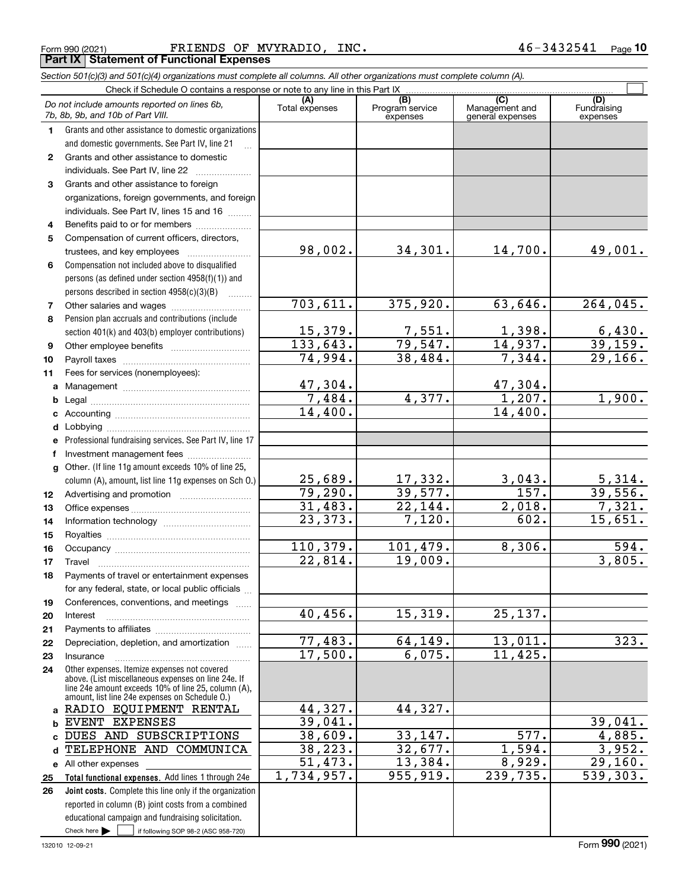Form 990 (2021) FRIENDS OF MVYRADIO, INC. 46-3432541

## Part IX Statement of Functional Expenses

*Section 501(c)(3) and 501(c)(4) organizations must complete all columns. All other organizations must complete column (A).*

Check if Schedule O contains a response or note to any line in this Part IX

| | *Do not include amounts reported on lines 6b, 7b, 8b, 9b, and 10b of Part VIII.* | (A) Total expenses | (B) Program service expenses | (C) Management and general expenses | (D) Fundraising expenses |
|---|---|---|---|---|---|
| 1 | Grants and other assistance to domestic organizations and domestic governments. See Part IV, line 21 | | | | |
| 2 | Grants and other assistance to domestic individuals. See Part IV, line 22 | | | | |
| 3 | Grants and other assistance to foreign organizations, foreign governments, and foreign individuals. See Part IV, lines 15 and 16 | | | | |
| 4 | Benefits paid to or for members | | | | |
| 5 | Compensation of current officers, directors, trustees, and key employees | 98,002. | 34,301. | 14,700. | 49,001. |
| 6 | Compensation not included above to disqualified persons (as defined under section 4958(f)(1)) and persons described in section 4958(c)(3)(B) | | | | |
| 7 | Other salaries and wages | 703,611. | 375,920. | 63,646. | 264,045. |
| 8 | Pension plan accruals and contributions (include section 401(k) and 403(b) employer contributions) | 15,379. | 7,551. | 1,398. | 6,430. |
| 9 | Other employee benefits | 133,643. | 79,547. | 14,937. | 39,159. |
| 10 | Payroll taxes | 74,994. | 38,484. | 7,344. | 29,166. |
| 11 | Fees for services (nonemployees): | | | | |
| a | Management | 47,304. | | 47,304. | |
| b | Legal | 7,484. | 4,377. | 1,207. | 1,900. |
| c | Accounting | 14,400. | | 14,400. | |
| d | Lobbying | | | | |
| e | Professional fundraising services. See Part IV, line 17 | | | | |
| f | Investment management fees | | | | |
| g | Other. (If line 11g amount exceeds 10% of line 25, column (A), amount, list line 11g expenses on Sch O.) | 25,689. | 17,332. | 3,043. | 5,314. |
| 12 | Advertising and promotion | 79,290. | 39,577. | 157. | 39,556. |
| 13 | Office expenses | 31,483. | 22,144. | 2,018. | 7,321. |
| 14 | Information technology | 23,373. | 7,120. | 602. | 15,651. |
| 15 | Royalties | | | | |
| 16 | Occupancy | 110,379. | 101,479. | 8,306. | 594. |
| 17 | Travel | 22,814. | 19,009. | | 3,805. |
| 18 | Payments of travel or entertainment expenses for any federal, state, or local public officials | | | | |
| 19 | Conferences, conventions, and meetings | | | | |
| 20 | Interest | 40,456. | 15,319. | 25,137. | |
| 21 | Payments to affiliates | | | | |
| 22 | Depreciation, depletion, and amortization | 77,483. | 64,149. | 13,011. | 323. |
| 23 | Insurance | 17,500. | 6,075. | 11,425. | |
| 24 | Other expenses. Itemize expenses not covered above. (List miscellaneous expenses on line 24e. If line 24e amount exceeds 10% of line 25, column (A), amount, list line 24e expenses on Schedule O.) | | | | |
| a | RADIO EQUIPMENT RENTAL | 44,327. | 44,327. | | |
| b | EVENT EXPENSES | 39,041. | | | 39,041. |
| c | DUES AND SUBSCRIPTIONS | 38,609. | 33,147. | 577. | 4,885. |
| d | TELEPHONE AND COMMUNICA | 38,223. | 32,677. | 1,594. | 3,952. |
| e | All other expenses | 51,473. | 13,384. | 8,929. | 29,160. |
| 25 | **Total functional expenses.** Add lines 1 through 24e | 1,734,957. | 955,919. | 239,735. | 539,303. |
| 26 | **Joint costs.** Complete this line only if the organization reported in column (B) joint costs from a combined educational campaign and fundraising solicitation. Check here ☐ if following SOP 98-2 (ASC 958-720) | | | | |

132010 12-09-21 Form **990** (2021)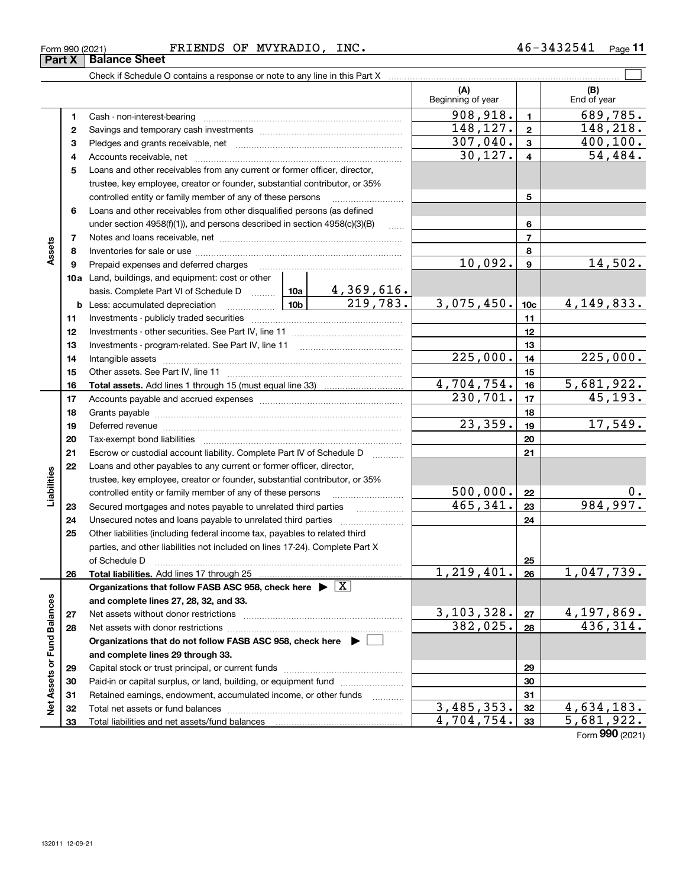Form 990 (2021) FRIENDS OF MVYRADIO, INC. 46-3432541

## Part X Balance Sheet

Check if Schedule O contains a response or note to any line in this Part X ☐

| Section | Line | Description | | | (A) Beginning of year | | (B) End of year |
|---|---|---|---|---|---|---|---|
| Assets | 1 | Cash - non-interest-bearing | | | 908,918. | 1 | 689,785. |
| | 2 | Savings and temporary cash investments | | | 148,127. | 2 | 148,218. |
| | 3 | Pledges and grants receivable, net | | | 307,040. | 3 | 400,100. |
| | 4 | Accounts receivable, net | | | 30,127. | 4 | 54,484. |
| | 5 | Loans and other receivables from any current or former officer, director, trustee, key employee, creator or founder, substantial contributor, or 35% controlled entity or family member of any of these persons | | | | 5 | |
| | 6 | Loans and other receivables from other disqualified persons (as defined under section 4958(f)(1)), and persons described in section 4958(c)(3)(B) | | | | 6 | |
| | 7 | Notes and loans receivable, net | | | | 7 | |
| | 8 | Inventories for sale or use | | | | 8 | |
| | 9 | Prepaid expenses and deferred charges | | | 10,092. | 9 | 14,502. |
| | 10a | Land, buildings, and equipment: cost or other basis. Complete Part VI of Schedule D | 10a | 4,369,616. | | | |
| | b | Less: accumulated depreciation | 10b | 219,783. | 3,075,450. | 10c | 4,149,833. |
| | 11 | Investments - publicly traded securities | | | | 11 | |
| | 12 | Investments - other securities. See Part IV, line 11 | | | | 12 | |
| | 13 | Investments - program-related. See Part IV, line 11 | | | | 13 | |
| | 14 | Intangible assets | | | 225,000. | 14 | 225,000. |
| | 15 | Other assets. See Part IV, line 11 | | | | 15 | |
| | 16 | **Total assets.** Add lines 1 through 15 (must equal line 33) | | | 4,704,754. | 16 | 5,681,922. |
| Liabilities | 17 | Accounts payable and accrued expenses | | | 230,701. | 17 | 45,193. |
| | 18 | Grants payable | | | | 18 | |
| | 19 | Deferred revenue | | | 23,359. | 19 | 17,549. |
| | 20 | Tax-exempt bond liabilities | | | | 20 | |
| | 21 | Escrow or custodial account liability. Complete Part IV of Schedule D | | | | 21 | |
| | 22 | Loans and other payables to any current or former officer, director, trustee, key employee, creator or founder, substantial contributor, or 35% controlled entity or family member of any of these persons | | | 500,000. | 22 | 0. |
| | 23 | Secured mortgages and notes payable to unrelated third parties | | | 465,341. | 23 | 984,997. |
| | 24 | Unsecured notes and loans payable to unrelated third parties | | | | 24 | |
| | 25 | Other liabilities (including federal income tax, payables to related third parties, and other liabilities not included on lines 17-24). Complete Part X of Schedule D | | | | 25 | |
| | 26 | **Total liabilities.** Add lines 17 through 25 | | | 1,219,401. | 26 | 1,047,739. |
| Net Assets or Fund Balances | | **Organizations that follow FASB ASC 958, check here ▶ X and complete lines 27, 28, 32, and 33.** | | | | | |
| | 27 | Net assets without donor restrictions | | | 3,103,328. | 27 | 4,197,869. |
| | 28 | Net assets with donor restrictions | | | 382,025. | 28 | 436,314. |
| | | **Organizations that do not follow FASB ASC 958, check here ▶ ☐ and complete lines 29 through 33.** | | | | | |
| | 29 | Capital stock or trust principal, or current funds | | | | 29 | |
| | 30 | Paid-in or capital surplus, or land, building, or equipment fund | | | | 30 | |
| | 31 | Retained earnings, endowment, accumulated income, or other funds | | | | 31 | |
| | 32 | Total net assets or fund balances | | | 3,485,353. | 32 | 4,634,183. |
| | 33 | Total liabilities and net assets/fund balances | | | 4,704,754. | 33 | 5,681,922. |

Form **990** (2021)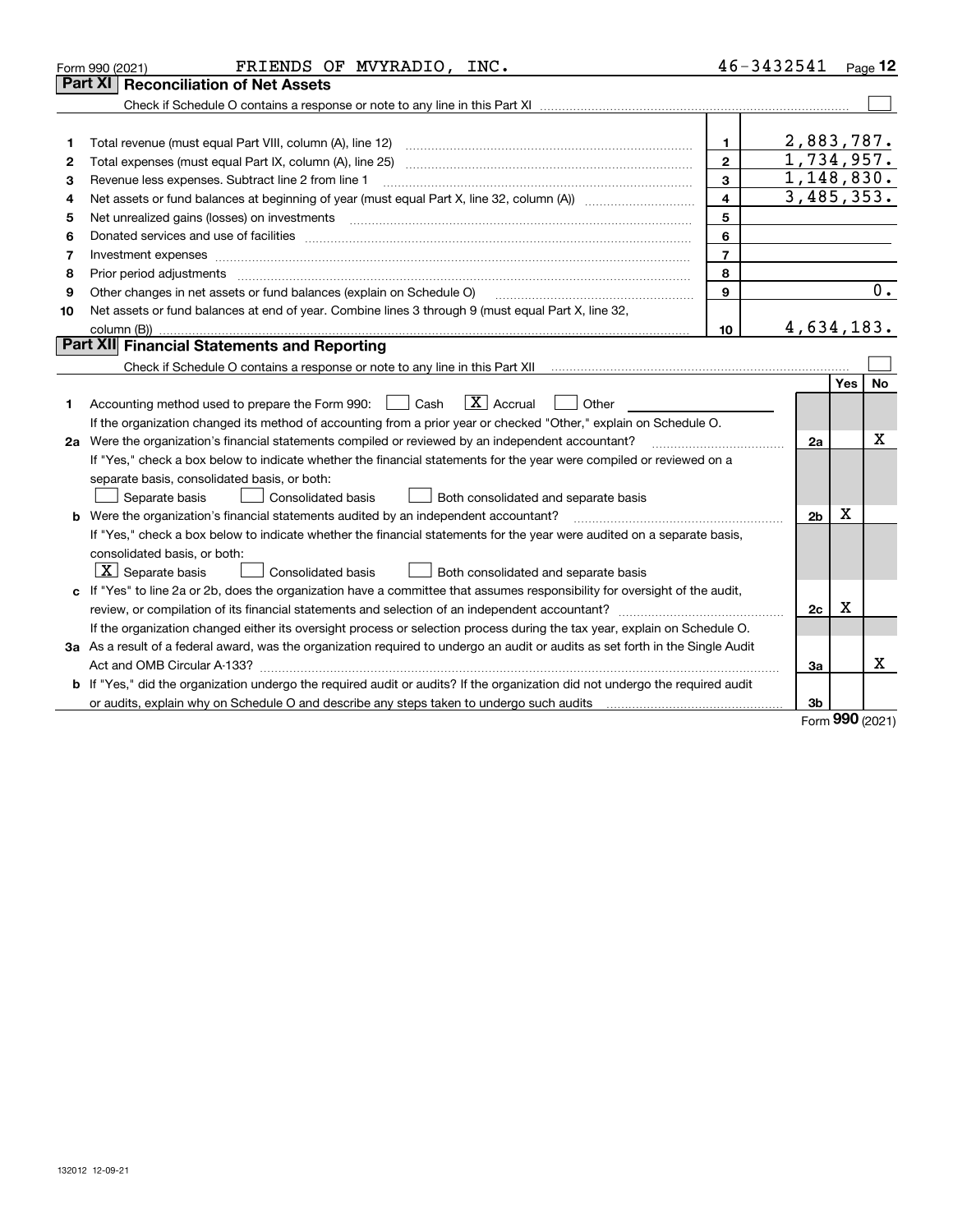Form 990 (2021) FRIENDS OF MVYRADIO, INC. 46-3432541

## Part XI Reconciliation of Net Assets

Check if Schedule O contains a response or note to any line in this Part XI ☐

| | | | |
|---|---|---|---|
| 1 | Total revenue (must equal Part VIII, column (A), line 12) | 1 | 2,883,787. |
| 2 | Total expenses (must equal Part IX, column (A), line 25) | 2 | 1,734,957. |
| 3 | Revenue less expenses. Subtract line 2 from line 1 | 3 | 1,148,830. |
| 4 | Net assets or fund balances at beginning of year (must equal Part X, line 32, column (A)) | 4 | 3,485,353. |
| 5 | Net unrealized gains (losses) on investments | 5 | |
| 6 | Donated services and use of facilities | 6 | |
| 7 | Investment expenses | 7 | |
| 8 | Prior period adjustments | 8 | |
| 9 | Other changes in net assets or fund balances (explain on Schedule O) | 9 | 0. |
| 10 | Net assets or fund balances at end of year. Combine lines 3 through 9 (must equal Part X, line 32, column (B)) | 10 | 4,634,183. |

## Part XII Financial Statements and Reporting

Check if Schedule O contains a response or note to any line in this Part XII ☐

| | | | Yes | No |
|---|---|---|---|---|
| 1 | Accounting method used to prepare the Form 990: ☐ Cash ☒ Accrual ☐ Other<br>If the organization changed its method of accounting from a prior year or checked "Other," explain on Schedule O. | | | |
| 2a | Were the organization's financial statements compiled or reviewed by an independent accountant?<br>If "Yes," check a box below to indicate whether the financial statements for the year were compiled or reviewed on a separate basis, consolidated basis, or both:<br>☐ Separate basis ☐ Consolidated basis ☐ Both consolidated and separate basis | 2a | | X |
| b | Were the organization's financial statements audited by an independent accountant?<br>If "Yes," check a box below to indicate whether the financial statements for the year were audited on a separate basis, consolidated basis, or both:<br>☒ Separate basis ☐ Consolidated basis ☐ Both consolidated and separate basis | 2b | X | |
| c | If "Yes" to line 2a or 2b, does the organization have a committee that assumes responsibility for oversight of the audit, review, or compilation of its financial statements and selection of an independent accountant?<br>If the organization changed either its oversight process or selection process during the tax year, explain on Schedule O. | 2c | X | |
| 3a | As a result of a federal award, was the organization required to undergo an audit or audits as set forth in the Single Audit Act and OMB Circular A-133? | 3a | | X |
| b | If "Yes," did the organization undergo the required audit or audits? If the organization did not undergo the required audit or audits, explain why on Schedule O and describe any steps taken to undergo such audits | 3b | | |

Form 990 (2021)

132012 12-09-21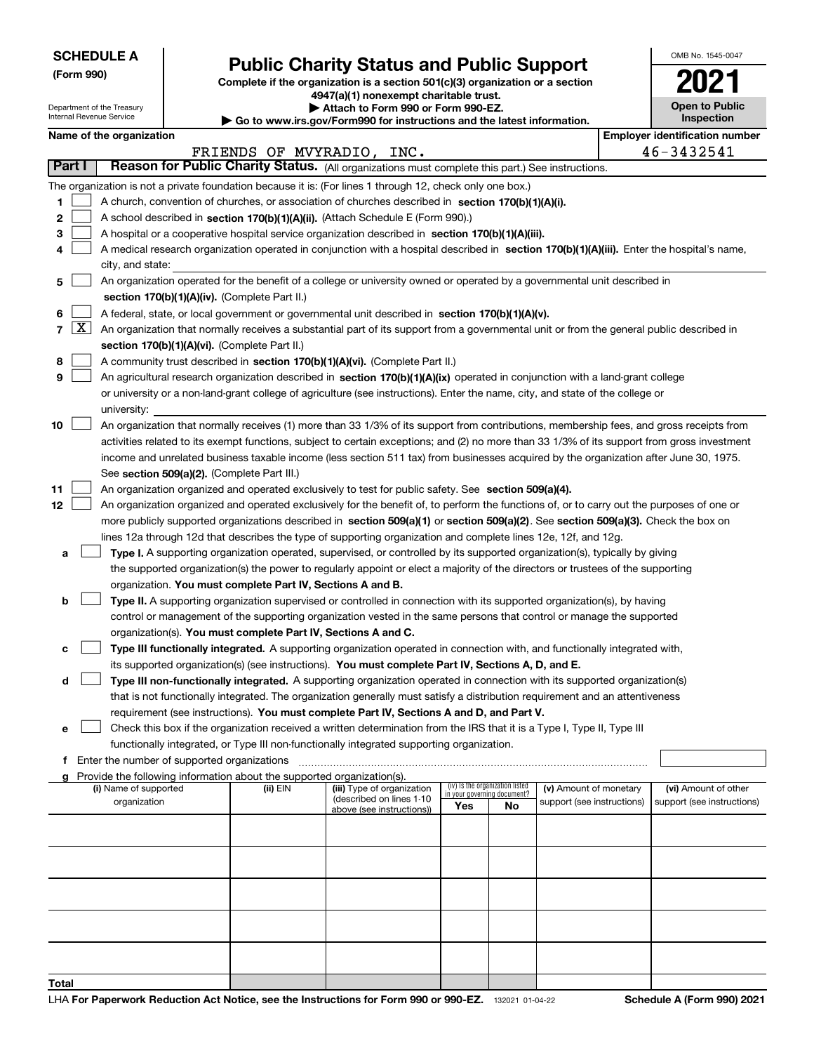**SCHEDULE A**
**(Form 990)**

Department of the Treasury
Internal Revenue Service

# Public Charity Status and Public Support

**Complete if the organization is a section 501(c)(3) organization or a section 4947(a)(1) nonexempt charitable trust.**
**▶ Attach to Form 990 or Form 990-EZ.**
**▶ Go to www.irs.gov/Form990 for instructions and the latest information.**

OMB No. 1545-0047

**2021**

**Open to Public Inspection**

**Name of the organization**
FRIENDS OF MVYRADIO, INC.

**Employer identification number**
46-3432541

## Part I — Reason for Public Charity Status. (All organizations must complete this part.) See instructions.

The organization is not a private foundation because it is: (For lines 1 through 12, check only one box.)

1. ☐ A church, convention of churches, or association of churches described in **section 170(b)(1)(A)(i).**
2. ☐ A school described in **section 170(b)(1)(A)(ii).** (Attach Schedule E (Form 990).)
3. ☐ A hospital or a cooperative hospital service organization described in **section 170(b)(1)(A)(iii).**
4. ☐ A medical research organization operated in conjunction with a hospital described in **section 170(b)(1)(A)(iii).** Enter the hospital's name, city, and state:
5. ☐ An organization operated for the benefit of a college or university owned or operated by a governmental unit described in **section 170(b)(1)(A)(iv).** (Complete Part II.)
6. ☐ A federal, state, or local government or governmental unit described in **section 170(b)(1)(A)(v).**
7. ☒ An organization that normally receives a substantial part of its support from a governmental unit or from the general public described in **section 170(b)(1)(A)(vi).** (Complete Part II.)
8. ☐ A community trust described in **section 170(b)(1)(A)(vi).** (Complete Part II.)
9. ☐ An agricultural research organization described in **section 170(b)(1)(A)(ix)** operated in conjunction with a land-grant college or university or a non-land-grant college of agriculture (see instructions). Enter the name, city, and state of the college or university:
10. ☐ An organization that normally receives (1) more than 33 1/3% of its support from contributions, membership fees, and gross receipts from activities related to its exempt functions, subject to certain exceptions; and (2) no more than 33 1/3% of its support from gross investment income and unrelated business taxable income (less section 511 tax) from businesses acquired by the organization after June 30, 1975. See **section 509(a)(2).** (Complete Part III.)
11. ☐ An organization organized and operated exclusively to test for public safety. See **section 509(a)(4).**
12. ☐ An organization organized and operated exclusively for the benefit of, to perform the functions of, or to carry out the purposes of one or more publicly supported organizations described in **section 509(a)(1)** or **section 509(a)(2)**. See **section 509(a)(3).** Check the box on lines 12a through 12d that describes the type of supporting organization and complete lines 12e, 12f, and 12g.
   - **a** ☐ **Type I.** A supporting organization operated, supervised, or controlled by its supported organization(s), typically by giving the supported organization(s) the power to regularly appoint or elect a majority of the directors or trustees of the supporting organization. **You must complete Part IV, Sections A and B.**
   - **b** ☐ **Type II.** A supporting organization supervised or controlled in connection with its supported organization(s), by having control or management of the supporting organization vested in the same persons that control or manage the supported organization(s). **You must complete Part IV, Sections A and C.**
   - **c** ☐ **Type III functionally integrated.** A supporting organization operated in connection with, and functionally integrated with, its supported organization(s) (see instructions). **You must complete Part IV, Sections A, D, and E.**
   - **d** ☐ **Type III non-functionally integrated.** A supporting organization operated in connection with its supported organization(s) that is not functionally integrated. The organization generally must satisfy a distribution requirement and an attentiveness requirement (see instructions). **You must complete Part IV, Sections A and D, and Part V.**
   - **e** ☐ Check this box if the organization received a written determination from the IRS that it is a Type I, Type II, Type III functionally integrated, or Type III non-functionally integrated supporting organization.
   - **f** Enter the number of supported organizations
   - **g** Provide the following information about the supported organization(s).

| (i) Name of supported organization | (ii) EIN | (iii) Type of organization (described on lines 1-10 above (see instructions)) | (iv) Is the organization listed in your governing document? Yes | No | (v) Amount of monetary support (see instructions) | (vi) Amount of other support (see instructions) |
|---|---|---|---|---|---|---|
| | | | | | | |
| | | | | | | |
| | | | | | | |
| | | | | | | |
| | | | | | | |
| **Total** | | | | | | |

LHA **For Paperwork Reduction Act Notice, see the Instructions for Form 990 or 990-EZ.** 132021 01-04-22 **Schedule A (Form 990) 2021**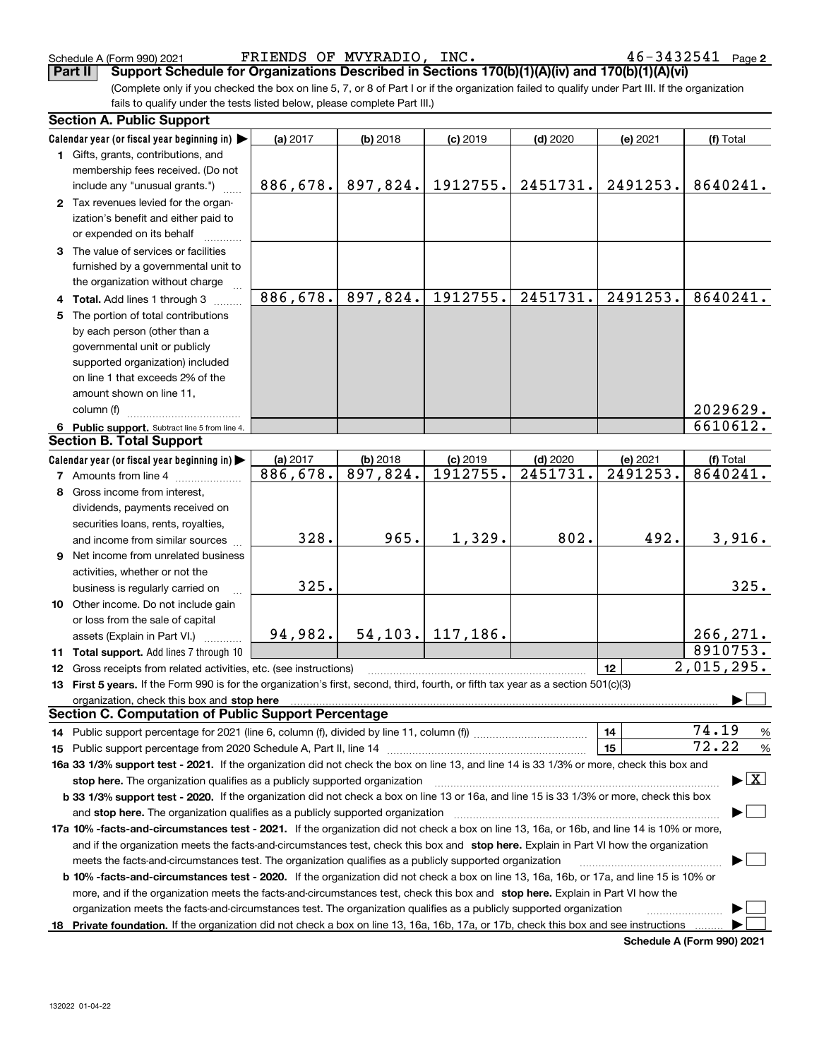Schedule A (Form 990) 2021 FRIENDS OF MVYRADIO, INC. 46-3432541

## Part II Support Schedule for Organizations Described in Sections 170(b)(1)(A)(iv) and 170(b)(1)(A)(vi)

(Complete only if you checked the box on line 5, 7, or 8 of Part I or if the organization failed to qualify under Part III. If the organization fails to qualify under the tests listed below, please complete Part III.)

### Section A. Public Support

| Calendar year (or fiscal year beginning in) ▶ | (a) 2017 | (b) 2018 | (c) 2019 | (d) 2020 | (e) 2021 | (f) Total |
|---|---|---|---|---|---|---|
| **1** Gifts, grants, contributions, and membership fees received. (Do not include any "unusual grants.") | 886,678. | 897,824. | 1912755. | 2451731. | 2491253. | 8640241. |
| **2** Tax revenues levied for the organization's benefit and either paid to or expended on its behalf | | | | | | |
| **3** The value of services or facilities furnished by a governmental unit to the organization without charge | | | | | | |
| **4 Total.** Add lines 1 through 3 | 886,678. | 897,824. | 1912755. | 2451731. | 2491253. | 8640241. |
| **5** The portion of total contributions by each person (other than a governmental unit or publicly supported organization) included on line 1 that exceeds 2% of the amount shown on line 11, column (f) | | | | | | 2029629. |
| **6 Public support.** Subtract line 5 from line 4. | | | | | | 6610612. |

### Section B. Total Support

| Calendar year (or fiscal year beginning in) ▶ | (a) 2017 | (b) 2018 | (c) 2019 | (d) 2020 | (e) 2021 | (f) Total |
|---|---|---|---|---|---|---|
| **7** Amounts from line 4 | 886,678. | 897,824. | 1912755. | 2451731. | 2491253. | 8640241. |
| **8** Gross income from interest, dividends, payments received on securities loans, rents, royalties, and income from similar sources | 328. | 965. | 1,329. | 802. | 492. | 3,916. |
| **9** Net income from unrelated business activities, whether or not the business is regularly carried on | 325. | | | | | 325. |
| **10** Other income. Do not include gain or loss from the sale of capital assets (Explain in Part VI.) | 94,982. | 54,103. | 117,186. | | | 266,271. |
| **11 Total support.** Add lines 7 through 10 | | | | | | 8910753. |
| **12** Gross receipts from related activities, etc. (see instructions) | | | | | 12 | 2,015,295. |

**13 First 5 years.** If the Form 990 is for the organization's first, second, third, fourth, or fifth tax year as a section 501(c)(3) organization, check this box and **stop here** ▶ ☐

### Section C. Computation of Public Support Percentage

| | | |
|---|---|---|
| **14** Public support percentage for 2021 (line 6, column (f), divided by line 11, column (f)) | 14 | 74.19 % |
| **15** Public support percentage from 2020 Schedule A, Part II, line 14 | 15 | 72.22 % |

**16a 33 1/3% support test - 2021.** If the organization did not check the box on line 13, and line 14 is 33 1/3% or more, check this box and **stop here.** The organization qualifies as a publicly supported organization ▶ ☒

**b 33 1/3% support test - 2020.** If the organization did not check a box on line 13 or 16a, and line 15 is 33 1/3% or more, check this box and **stop here.** The organization qualifies as a publicly supported organization ▶ ☐

**17a 10% -facts-and-circumstances test - 2021.** If the organization did not check a box on line 13, 16a, or 16b, and line 14 is 10% or more, and if the organization meets the facts-and-circumstances test, check this box and **stop here.** Explain in Part VI how the organization meets the facts-and-circumstances test. The organization qualifies as a publicly supported organization ▶ ☐

**b 10% -facts-and-circumstances test - 2020.** If the organization did not check a box on line 13, 16a, 16b, or 17a, and line 15 is 10% or more, and if the organization meets the facts-and-circumstances test, check this box and **stop here.** Explain in Part VI how the organization meets the facts-and-circumstances test. The organization qualifies as a publicly supported organization ▶ ☐

**18 Private foundation.** If the organization did not check a box on line 13, 16a, 16b, 17a, or 17b, check this box and see instructions ▶ ☐

Schedule A (Form 990) 2021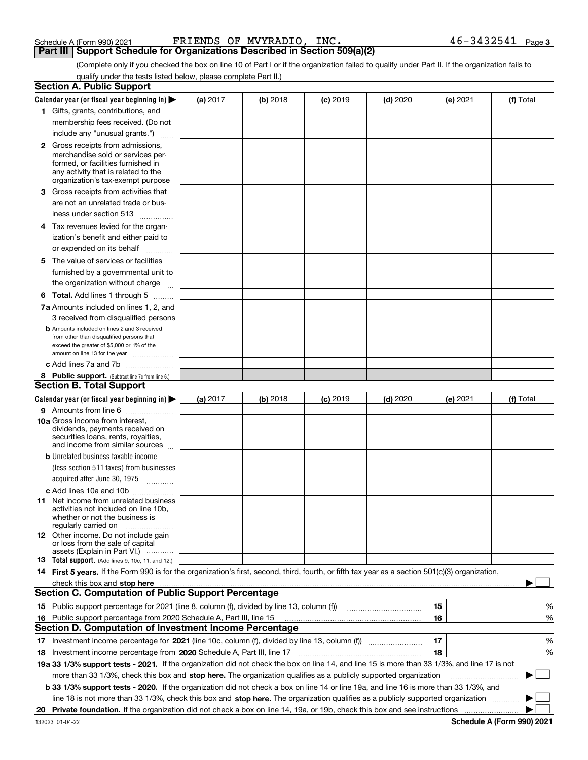Schedule A (Form 990) 2021 FRIENDS OF MVYRADIO, INC. 46-3432541

## Part III Support Schedule for Organizations Described in Section 509(a)(2)

(Complete only if you checked the box on line 10 of Part I or if the organization failed to qualify under Part II. If the organization fails to qualify under the tests listed below, please complete Part II.)

### Section A. Public Support

| Calendar year (or fiscal year beginning in) ▶ | (a) 2017 | (b) 2018 | (c) 2019 | (d) 2020 | (e) 2021 | (f) Total |
|---|---|---|---|---|---|---|
| **1** Gifts, grants, contributions, and membership fees received. (Do not include any "unusual grants.") | | | | | | |
| **2** Gross receipts from admissions, merchandise sold or services performed, or facilities furnished in any activity that is related to the organization's tax-exempt purpose | | | | | | |
| **3** Gross receipts from activities that are not an unrelated trade or business under section 513 | | | | | | |
| **4** Tax revenues levied for the organization's benefit and either paid to or expended on its behalf | | | | | | |
| **5** The value of services or facilities furnished by a governmental unit to the organization without charge | | | | | | |
| **6 Total.** Add lines 1 through 5 | | | | | | |
| **7a** Amounts included on lines 1, 2, and 3 received from disqualified persons | | | | | | |
| **b** Amounts included on lines 2 and 3 received from other than disqualified persons that exceed the greater of $5,000 or 1% of the amount on line 13 for the year | | | | | | |
| **c** Add lines 7a and 7b | | | | | | |
| **8 Public support.** (Subtract line 7c from line 6.) | | | | | | |

### Section B. Total Support

| Calendar year (or fiscal year beginning in) ▶ | (a) 2017 | (b) 2018 | (c) 2019 | (d) 2020 | (e) 2021 | (f) Total |
|---|---|---|---|---|---|---|
| **9** Amounts from line 6 | | | | | | |
| **10a** Gross income from interest, dividends, payments received on securities loans, rents, royalties, and income from similar sources | | | | | | |
| **b** Unrelated business taxable income (less section 511 taxes) from businesses acquired after June 30, 1975 | | | | | | |
| **c** Add lines 10a and 10b | | | | | | |
| **11** Net income from unrelated business activities not included on line 10b, whether or not the business is regularly carried on | | | | | | |
| **12** Other income. Do not include gain or loss from the sale of capital assets (Explain in Part VI.) | | | | | | |
| **13 Total support.** (Add lines 9, 10c, 11, and 12.) | | | | | | |

**14 First 5 years.** If the Form 990 is for the organization's first, second, third, fourth, or fifth tax year as a section 501(c)(3) organization, check this box and **stop here** ▶ ☐

### Section C. Computation of Public Support Percentage

| | | | |
|---|---|---|---|
| **15** | Public support percentage for 2021 (line 8, column (f), divided by line 13, column (f)) | 15 | % |
| **16** | Public support percentage from 2020 Schedule A, Part III, line 15 | 16 | % |

### Section D. Computation of Investment Income Percentage

| | | | |
|---|---|---|---|
| **17** | Investment income percentage for **2021** (line 10c, column (f), divided by line 13, column (f)) | 17 | % |
| **18** | Investment income percentage from **2020** Schedule A, Part III, line 17 | 18 | % |

**19a 33 1/3% support tests - 2021.** If the organization did not check the box on line 14, and line 15 is more than 33 1/3%, and line 17 is not more than 33 1/3%, check this box and **stop here.** The organization qualifies as a publicly supported organization ▶ ☐

**b 33 1/3% support tests - 2020.** If the organization did not check a box on line 14 or line 19a, and line 16 is more than 33 1/3%, and line 18 is not more than 33 1/3%, check this box and **stop here.** The organization qualifies as a publicly supported organization ▶ ☐

**20 Private foundation.** If the organization did not check a box on line 14, 19a, or 19b, check this box and see instructions ▶ ☐

132023 01-04-22 **Schedule A (Form 990) 2021**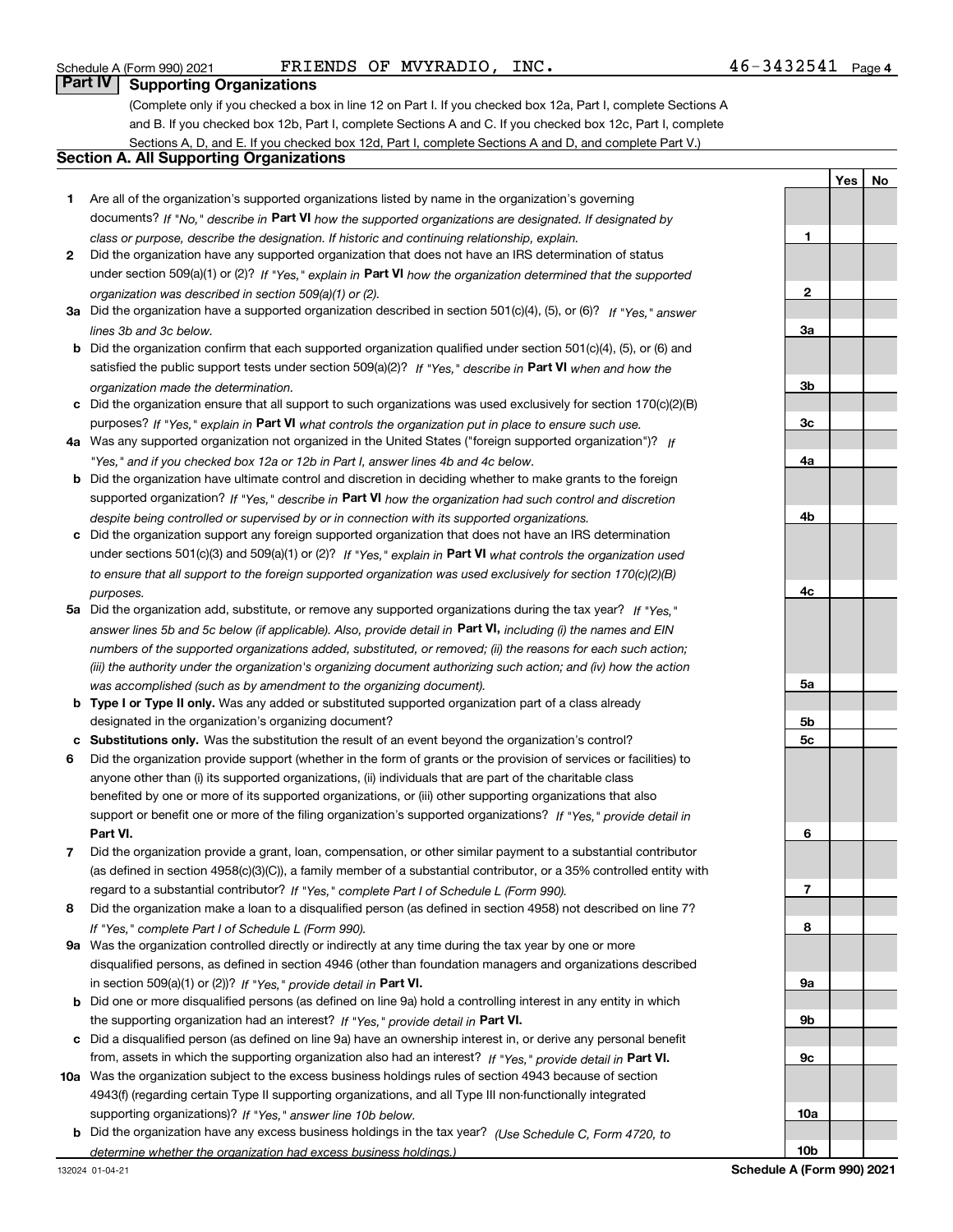Schedule A (Form 990) 2021 FRIENDS OF MVYRADIO, INC. 46-3432541 Page 4

## Part IV Supporting Organizations

(Complete only if you checked a box in line 12 on Part I. If you checked box 12a, Part I, complete Sections A and B. If you checked box 12b, Part I, complete Sections A and C. If you checked box 12c, Part I, complete Sections A, D, and E. If you checked box 12d, Part I, complete Sections A and D, and complete Part V.)

### Section A. All Supporting Organizations

| | | | Yes | No |
|---|---|---|---|---|
| **1** | Are all of the organization's supported organizations listed by name in the organization's governing documents? *If "No," describe in* **Part VI** *how the supported organizations are designated. If designated by class or purpose, describe the designation. If historic and continuing relationship, explain.* | 1 | | |
| **2** | Did the organization have any supported organization that does not have an IRS determination of status under section 509(a)(1) or (2)? *If "Yes," explain in* **Part VI** *how the organization determined that the supported organization was described in section 509(a)(1) or (2).* | 2 | | |
| **3a** | Did the organization have a supported organization described in section 501(c)(4), (5), or (6)? *If "Yes," answer lines 3b and 3c below.* | 3a | | |
| **b** | Did the organization confirm that each supported organization qualified under section 501(c)(4), (5), or (6) and satisfied the public support tests under section 509(a)(2)? *If "Yes," describe in* **Part VI** *when and how the organization made the determination.* | 3b | | |
| **c** | Did the organization ensure that all support to such organizations was used exclusively for section 170(c)(2)(B) purposes? *If "Yes," explain in* **Part VI** *what controls the organization put in place to ensure such use.* | 3c | | |
| **4a** | Was any supported organization not organized in the United States ("foreign supported organization")? *If "Yes," and if you checked box 12a or 12b in Part I, answer lines 4b and 4c below.* | 4a | | |
| **b** | Did the organization have ultimate control and discretion in deciding whether to make grants to the foreign supported organization? *If "Yes," describe in* **Part VI** *how the organization had such control and discretion despite being controlled or supervised by or in connection with its supported organizations.* | 4b | | |
| **c** | Did the organization support any foreign supported organization that does not have an IRS determination under sections 501(c)(3) and 509(a)(1) or (2)? *If "Yes," explain in* **Part VI** *what controls the organization used to ensure that all support to the foreign supported organization was used exclusively for section 170(c)(2)(B) purposes.* | 4c | | |
| **5a** | Did the organization add, substitute, or remove any supported organizations during the tax year? *If "Yes," answer lines 5b and 5c below (if applicable). Also, provide detail in* **Part VI,** *including (i) the names and EIN numbers of the supported organizations added, substituted, or removed; (ii) the reasons for each such action; (iii) the authority under the organization's organizing document authorizing such action; and (iv) how the action was accomplished (such as by amendment to the organizing document).* | 5a | | |
| **b** | **Type I or Type II only.** Was any added or substituted supported organization part of a class already designated in the organization's organizing document? | 5b | | |
| **c** | **Substitutions only.** Was the substitution the result of an event beyond the organization's control? | 5c | | |
| **6** | Did the organization provide support (whether in the form of grants or the provision of services or facilities) to anyone other than (i) its supported organizations, (ii) individuals that are part of the charitable class benefited by one or more of its supported organizations, or (iii) other supporting organizations that also support or benefit one or more of the filing organization's supported organizations? *If "Yes," provide detail in* **Part VI.** | 6 | | |
| **7** | Did the organization provide a grant, loan, compensation, or other similar payment to a substantial contributor (as defined in section 4958(c)(3)(C)), a family member of a substantial contributor, or a 35% controlled entity with regard to a substantial contributor? *If "Yes," complete Part I of Schedule L (Form 990).* | 7 | | |
| **8** | Did the organization make a loan to a disqualified person (as defined in section 4958) not described on line 7? *If "Yes," complete Part I of Schedule L (Form 990).* | 8 | | |
| **9a** | Was the organization controlled directly or indirectly at any time during the tax year by one or more disqualified persons, as defined in section 4946 (other than foundation managers and organizations described in section 509(a)(1) or (2))? *If "Yes," provide detail in* **Part VI.** | 9a | | |
| **b** | Did one or more disqualified persons (as defined on line 9a) hold a controlling interest in any entity in which the supporting organization had an interest? *If "Yes," provide detail in* **Part VI.** | 9b | | |
| **c** | Did a disqualified person (as defined on line 9a) have an ownership interest in, or derive any personal benefit from, assets in which the supporting organization also had an interest? *If "Yes," provide detail in* **Part VI.** | 9c | | |
| **10a** | Was the organization subject to the excess business holdings rules of section 4943 because of section 4943(f) (regarding certain Type II supporting organizations, and all Type III non-functionally integrated supporting organizations)? *If "Yes," answer line 10b below.* | 10a | | |
| **b** | Did the organization have any excess business holdings in the tax year? *(Use Schedule C, Form 4720, to determine whether the organization had excess business holdings.)* | 10b | | |

132024 01-04-21 **Schedule A (Form 990) 2021**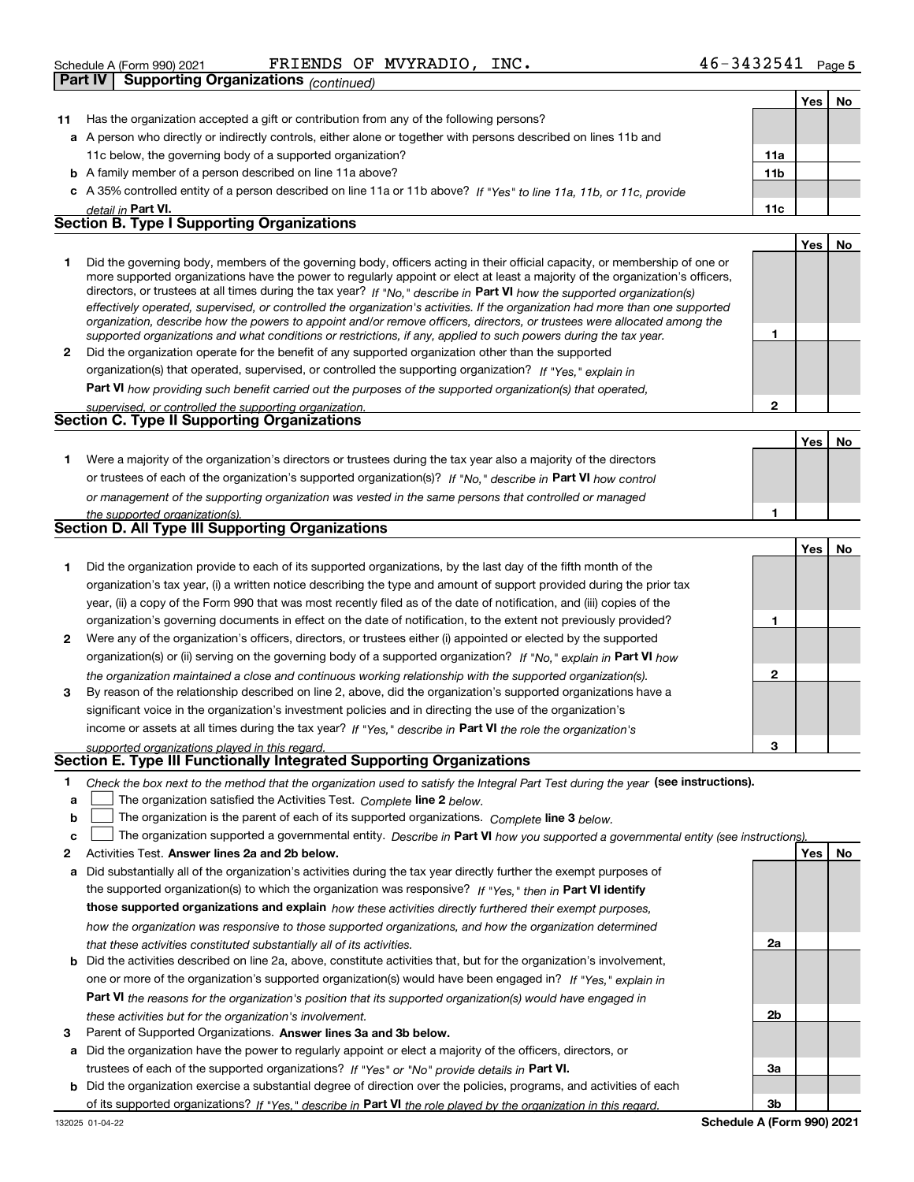Schedule A (Form 990) 2021 FRIENDS OF MVYRADIO, INC. 46-3432541 Page 5

## Part IV Supporting Organizations *(continued)*

| | | | Yes | No |
|---|---|---|---|---|
| **11** | Has the organization accepted a gift or contribution from any of the following persons? | | | |
| **a** | A person who directly or indirectly controls, either alone or together with persons described on lines 11b and 11c below, the governing body of a supported organization? | **11a** | | |
| **b** | A family member of a person described on line 11a above? | **11b** | | |
| **c** | A 35% controlled entity of a person described on line 11a or 11b above? *If "Yes" to line 11a, 11b, or 11c, provide detail in* **Part VI.** | **11c** | | |

### Section B. Type I Supporting Organizations

| | | | Yes | No |
|---|---|---|---|---|
| **1** | Did the governing body, members of the governing body, officers acting in their official capacity, or membership of one or more supported organizations have the power to regularly appoint or elect at least a majority of the organization's officers, directors, or trustees at all times during the tax year? *If "No," describe in* **Part VI** *how the supported organization(s) effectively operated, supervised, or controlled the organization's activities. If the organization had more than one supported organization, describe how the powers to appoint and/or remove officers, directors, or trustees were allocated among the supported organizations and what conditions or restrictions, if any, applied to such powers during the tax year.* | **1** | | |
| **2** | Did the organization operate for the benefit of any supported organization other than the supported organization(s) that operated, supervised, or controlled the supporting organization? *If "Yes," explain in* **Part VI** *how providing such benefit carried out the purposes of the supported organization(s) that operated, supervised, or controlled the supporting organization.* | **2** | | |

### Section C. Type II Supporting Organizations

| | | | Yes | No |
|---|---|---|---|---|
| **1** | Were a majority of the organization's directors or trustees during the tax year also a majority of the directors or trustees of each of the organization's supported organization(s)? *If "No," describe in* **Part VI** *how control or management of the supporting organization was vested in the same persons that controlled or managed the supported organization(s).* | **1** | | |

### Section D. All Type III Supporting Organizations

| | | | Yes | No |
|---|---|---|---|---|
| **1** | Did the organization provide to each of its supported organizations, by the last day of the fifth month of the organization's tax year, (i) a written notice describing the type and amount of support provided during the prior tax year, (ii) a copy of the Form 990 that was most recently filed as of the date of notification, and (iii) copies of the organization's governing documents in effect on the date of notification, to the extent not previously provided? | **1** | | |
| **2** | Were any of the organization's officers, directors, or trustees either (i) appointed or elected by the supported organization(s) or (ii) serving on the governing body of a supported organization? *If "No," explain in* **Part VI** *how the organization maintained a close and continuous working relationship with the supported organization(s).* | **2** | | |
| **3** | By reason of the relationship described on line 2, above, did the organization's supported organizations have a significant voice in the organization's investment policies and in directing the use of the organization's income or assets at all times during the tax year? *If "Yes," describe in* **Part VI** *the role the organization's supported organizations played in this regard.* | **3** | | |

### Section E. Type III Functionally Integrated Supporting Organizations

**1** *Check the box next to the method that the organization used to satisfy the Integral Part Test during the year* **(see instructions).**

**a** ☐ The organization satisfied the Activities Test. *Complete* **line 2** *below.*

**b** ☐ The organization is the parent of each of its supported organizations. *Complete* **line 3** *below.*

**c** ☐ The organization supported a governmental entity. *Describe in* **Part VI** *how you supported a governmental entity (see instructions).*

| | | | Yes | No |
|---|---|---|---|---|
| **2** | Activities Test. **Answer lines 2a and 2b below.** | | | |
| **a** | Did substantially all of the organization's activities during the tax year directly further the exempt purposes of the supported organization(s) to which the organization was responsive? *If "Yes," then in* **Part VI identify those supported organizations and explain** *how these activities directly furthered their exempt purposes, how the organization was responsive to those supported organizations, and how the organization determined that these activities constituted substantially all of its activities.* | **2a** | | |
| **b** | Did the activities described on line 2a, above, constitute activities that, but for the organization's involvement, one or more of the organization's supported organization(s) would have been engaged in? *If "Yes," explain in* **Part VI** *the reasons for the organization's position that its supported organization(s) would have engaged in these activities but for the organization's involvement.* | **2b** | | |
| **3** | Parent of Supported Organizations. **Answer lines 3a and 3b below.** | | | |
| **a** | Did the organization have the power to regularly appoint or elect a majority of the officers, directors, or trustees of each of the supported organizations? *If "Yes" or "No" provide details in* **Part VI.** | **3a** | | |
| **b** | Did the organization exercise a substantial degree of direction over the policies, programs, and activities of each of its supported organizations? *If "Yes," describe in* **Part VI** *the role played by the organization in this regard.* | **3b** | | |

132025 01-04-22 **Schedule A (Form 990) 2021**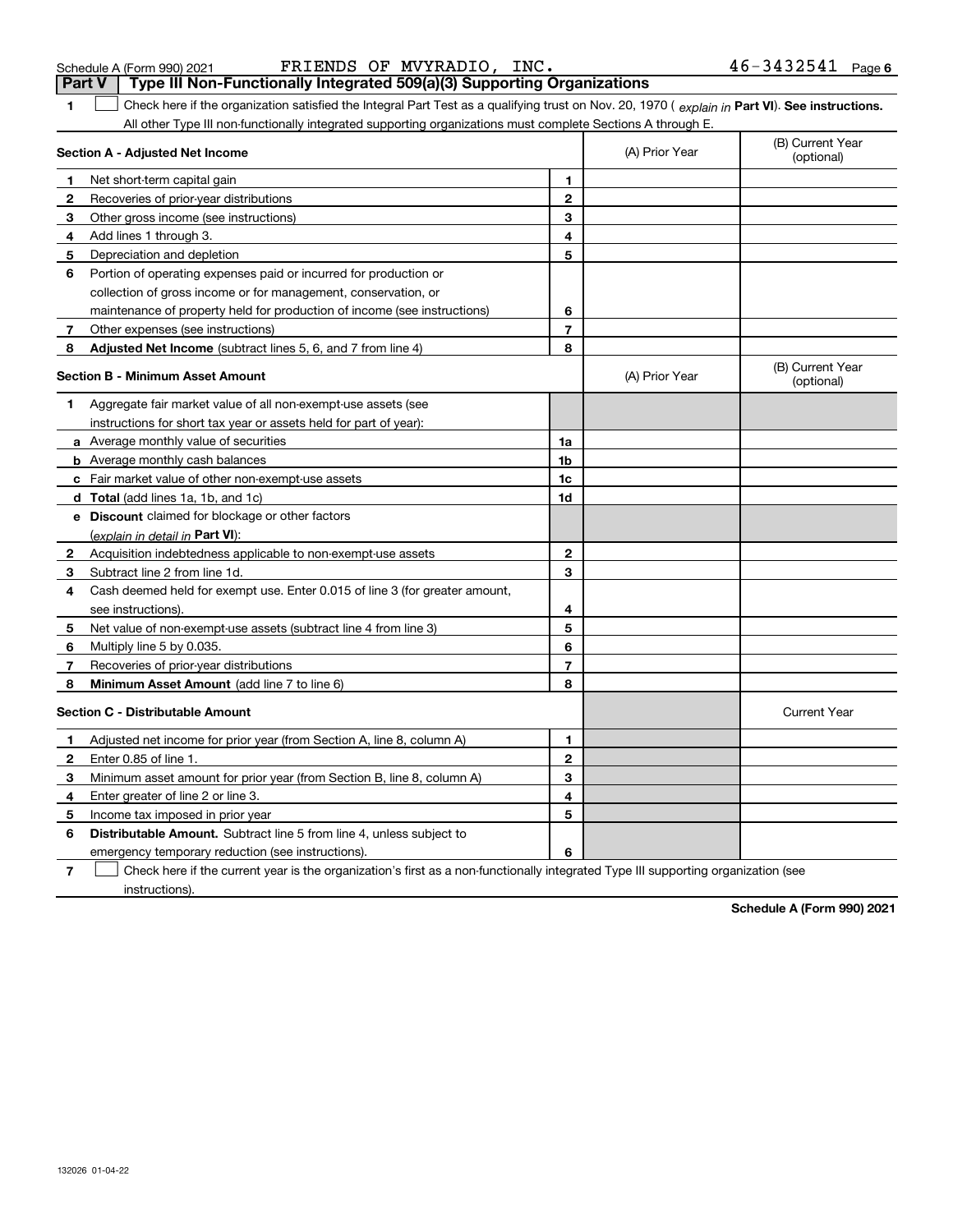Schedule A (Form 990) 2021 FRIENDS OF MVYRADIO, INC. 46-3432541

## Part V Type III Non-Functionally Integrated 509(a)(3) Supporting Organizations

**1** ☐ Check here if the organization satisfied the Integral Part Test as a qualifying trust on Nov. 20, 1970 ( *explain in* **Part VI**). **See instructions.** All other Type III non-functionally integrated supporting organizations must complete Sections A through E.

| **Section A - Adjusted Net Income** | | | (A) Prior Year | (B) Current Year (optional) |
|---|---|---|---|---|
| **1** | Net short-term capital gain | 1 | | |
| **2** | Recoveries of prior-year distributions | 2 | | |
| **3** | Other gross income (see instructions) | 3 | | |
| **4** | Add lines 1 through 3. | 4 | | |
| **5** | Depreciation and depletion | 5 | | |
| **6** | Portion of operating expenses paid or incurred for production or collection of gross income or for management, conservation, or maintenance of property held for production of income (see instructions) | 6 | | |
| **7** | Other expenses (see instructions) | 7 | | |
| **8** | **Adjusted Net Income** (subtract lines 5, 6, and 7 from line 4) | 8 | | |

| **Section B - Minimum Asset Amount** | | | (A) Prior Year | (B) Current Year (optional) |
|---|---|---|---|---|
| **1** | Aggregate fair market value of all non-exempt-use assets (see instructions for short tax year or assets held for part of year): | | | |
| **a** | Average monthly value of securities | 1a | | |
| **b** | Average monthly cash balances | 1b | | |
| **c** | Fair market value of other non-exempt-use assets | 1c | | |
| **d** | **Total** (add lines 1a, 1b, and 1c) | 1d | | |
| **e** | **Discount** claimed for blockage or other factors (*explain in detail in* **Part VI**): | | | |
| **2** | Acquisition indebtedness applicable to non-exempt-use assets | 2 | | |
| **3** | Subtract line 2 from line 1d. | 3 | | |
| **4** | Cash deemed held for exempt use. Enter 0.015 of line 3 (for greater amount, see instructions). | 4 | | |
| **5** | Net value of non-exempt-use assets (subtract line 4 from line 3) | 5 | | |
| **6** | Multiply line 5 by 0.035. | 6 | | |
| **7** | Recoveries of prior-year distributions | 7 | | |
| **8** | **Minimum Asset Amount** (add line 7 to line 6) | 8 | | |

| **Section C - Distributable Amount** | | | | Current Year |
|---|---|---|---|---|
| **1** | Adjusted net income for prior year (from Section A, line 8, column A) | 1 | | |
| **2** | Enter 0.85 of line 1. | 2 | | |
| **3** | Minimum asset amount for prior year (from Section B, line 8, column A) | 3 | | |
| **4** | Enter greater of line 2 or line 3. | 4 | | |
| **5** | Income tax imposed in prior year | 5 | | |
| **6** | **Distributable Amount.** Subtract line 5 from line 4, unless subject to emergency temporary reduction (see instructions). | 6 | | |

**7** ☐ Check here if the current year is the organization's first as a non-functionally integrated Type III supporting organization (see instructions).

**Schedule A (Form 990) 2021**

132026 01-04-22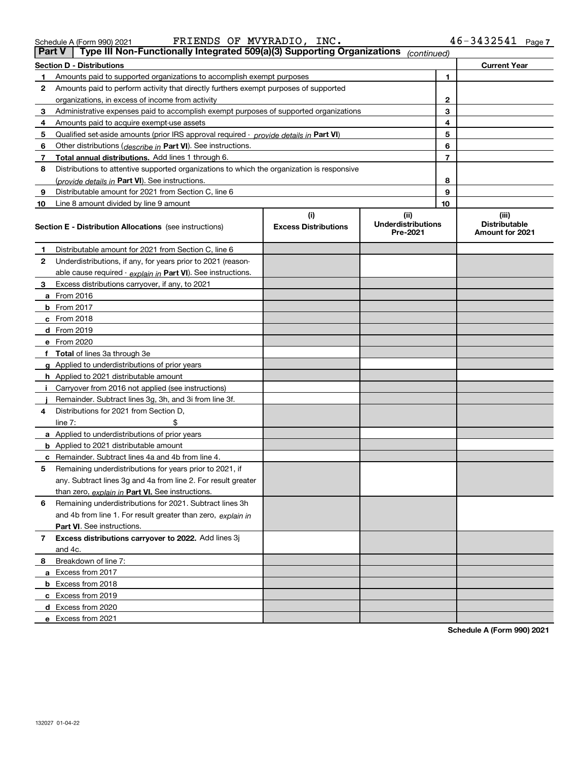Schedule A (Form 990) 2021 FRIENDS OF MVYRADIO, INC. 46-3432541 Page 7

## Part V | Type III Non-Functionally Integrated 509(a)(3) Supporting Organizations *(continued)*

| Section D - Distributions | | Current Year |
|---|---|---|
| **1** Amounts paid to supported organizations to accomplish exempt purposes | 1 | |
| **2** Amounts paid to perform activity that directly furthers exempt purposes of supported organizations, in excess of income from activity | 2 | |
| **3** Administrative expenses paid to accomplish exempt purposes of supported organizations | 3 | |
| **4** Amounts paid to acquire exempt-use assets | 4 | |
| **5** Qualified set-aside amounts (prior IRS approval required - *provide details in* **Part VI**) | 5 | |
| **6** Other distributions (*describe in* **Part VI**). See instructions. | 6 | |
| **7** **Total annual distributions.** Add lines 1 through 6. | 7 | |
| **8** Distributions to attentive supported organizations to which the organization is responsive (*provide details in* **Part VI**). See instructions. | 8 | |
| **9** Distributable amount for 2021 from Section C, line 6 | 9 | |
| **10** Line 8 amount divided by line 9 amount | 10 | |

| **Section E - Distribution Allocations** (see instructions) | (i) Excess Distributions | (ii) Underdistributions Pre-2021 | (iii) Distributable Amount for 2021 |
|---|---|---|---|
| **1** Distributable amount for 2021 from Section C, line 6 | | | |
| **2** Underdistributions, if any, for years prior to 2021 (reasonable cause required - *explain in* **Part VI**). See instructions. | | | |
| **3** Excess distributions carryover, if any, to 2021 | | | |
| **a** From 2016 | | | |
| **b** From 2017 | | | |
| **c** From 2018 | | | |
| **d** From 2019 | | | |
| **e** From 2020 | | | |
| **f** **Total** of lines 3a through 3e | | | |
| **g** Applied to underdistributions of prior years | | | |
| **h** Applied to 2021 distributable amount | | | |
| **i** Carryover from 2016 not applied (see instructions) | | | |
| **j** Remainder. Subtract lines 3g, 3h, and 3i from line 3f. | | | |
| **4** Distributions for 2021 from Section D, line 7: $ | | | |
| **a** Applied to underdistributions of prior years | | | |
| **b** Applied to 2021 distributable amount | | | |
| **c** Remainder. Subtract lines 4a and 4b from line 4. | | | |
| **5** Remaining underdistributions for years prior to 2021, if any. Subtract lines 3g and 4a from line 2. For result greater than zero, *explain in* **Part VI.** See instructions. | | | |
| **6** Remaining underdistributions for 2021. Subtract lines 3h and 4b from line 1. For result greater than zero, *explain in* **Part VI**. See instructions. | | | |
| **7** **Excess distributions carryover to 2022.** Add lines 3j and 4c. | | | |
| **8** Breakdown of line 7: | | | |
| **a** Excess from 2017 | | | |
| **b** Excess from 2018 | | | |
| **c** Excess from 2019 | | | |
| **d** Excess from 2020 | | | |
| **e** Excess from 2021 | | | |

**Schedule A (Form 990) 2021**

132027 01-04-22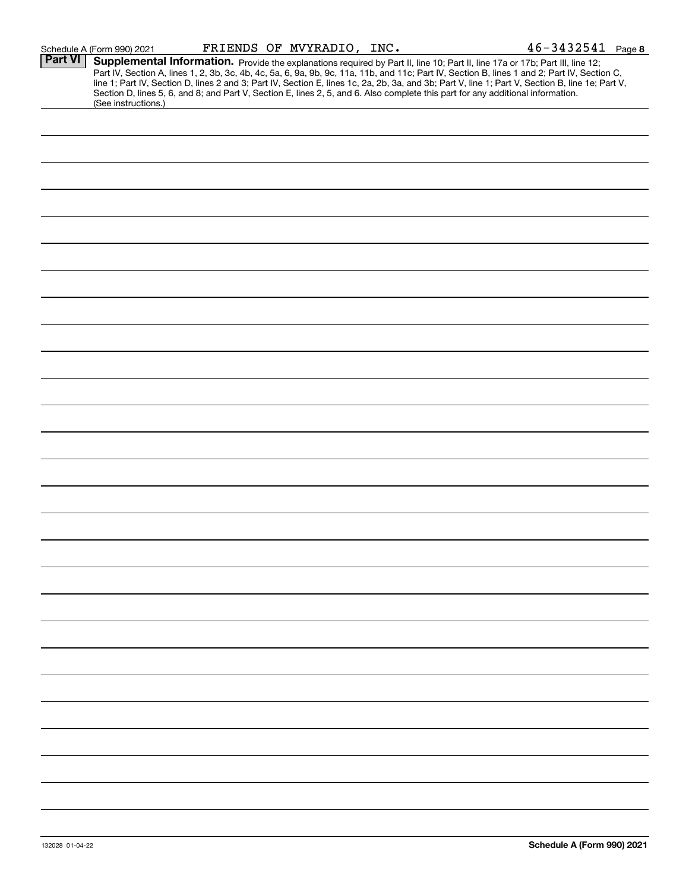Schedule A (Form 990) 2021 FRIENDS OF MVYRADIO, INC. 46-3432541 Page 8

## Part VI Supplemental Information.

Provide the explanations required by Part II, line 10; Part II, line 17a or 17b; Part III, line 12; Part IV, Section A, lines 1, 2, 3b, 3c, 4b, 4c, 5a, 6, 9a, 9b, 9c, 11a, 11b, and 11c; Part IV, Section B, lines 1 and 2; Part IV, Section C, line 1; Part IV, Section D, lines 2 and 3; Part IV, Section E, lines 1c, 2a, 2b, 3a, and 3b; Part V, line 1; Part V, Section B, line 1e; Part V, Section D, lines 5, 6, and 8; and Part V, Section E, lines 2, 5, and 6. Also complete this part for any additional information. (See instructions.)

132028 01-04-22 Schedule A (Form 990) 2021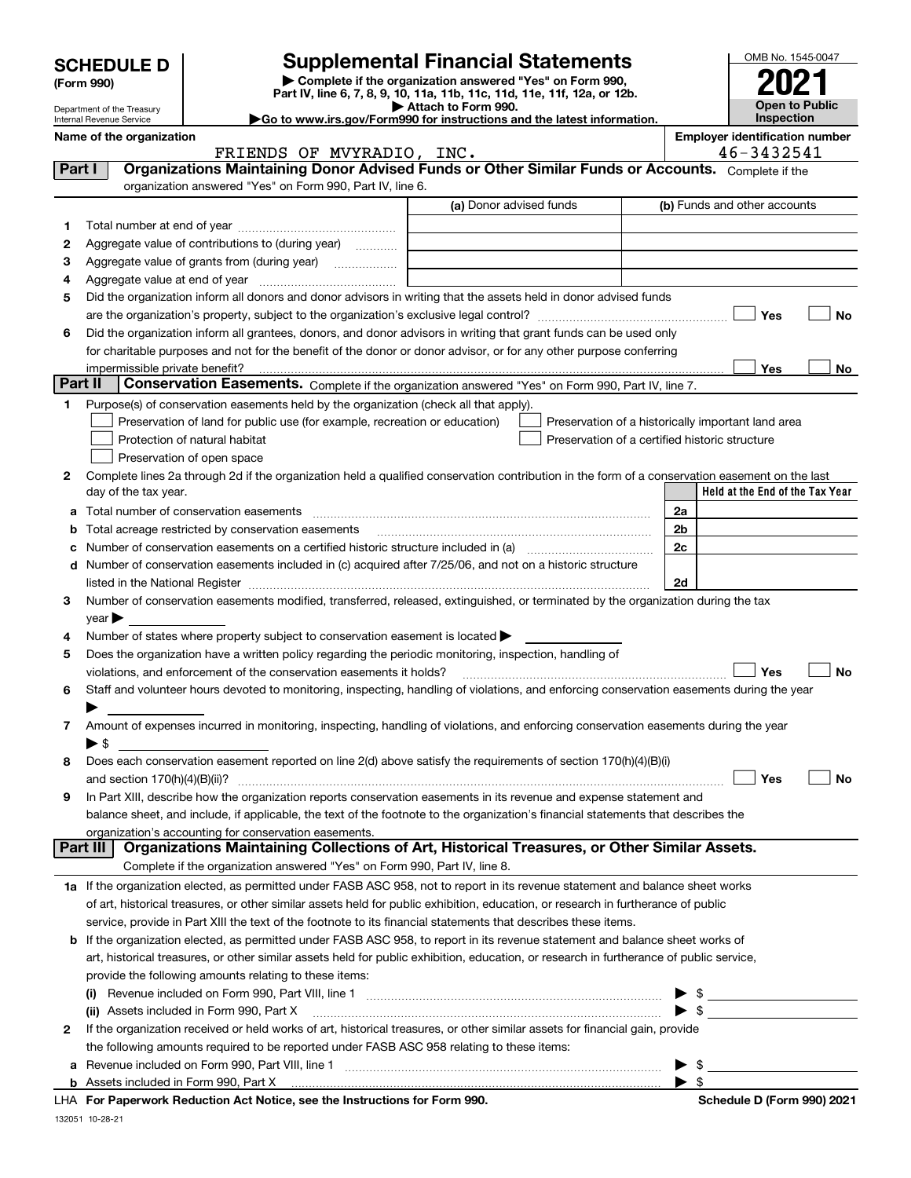# SCHEDULE D (Form 990)

Department of the Treasury
Internal Revenue Service

## Supplemental Financial Statements

▶ Complete if the organization answered "Yes" on Form 990, Part IV, line 6, 7, 8, 9, 10, 11a, 11b, 11c, 11d, 11e, 11f, 12a, or 12b.
▶ Attach to Form 990.
▶Go to www.irs.gov/Form990 for instructions and the latest information.

OMB No. 1545-0047

**2021**

**Open to Public Inspection**

**Name of the organization:** FRIENDS OF MVYRADIO, INC.

**Employer identification number:** 46-3432541

### Part I — Organizations Maintaining Donor Advised Funds or Other Similar Funds or Accounts. Complete if the organization answered "Yes" on Form 990, Part IV, line 6.

| | | (a) Donor advised funds | (b) Funds and other accounts |
|---|---|---|---|
| 1 | Total number at end of year | | |
| 2 | Aggregate value of contributions to (during year) | | |
| 3 | Aggregate value of grants from (during year) | | |
| 4 | Aggregate value at end of year | | |

5 Did the organization inform all donors and donor advisors in writing that the assets held in donor advised funds are the organization's property, subject to the organization's exclusive legal control? ☐ Yes ☐ No

6 Did the organization inform all grantees, donors, and donor advisors in writing that grant funds can be used only for charitable purposes and not for the benefit of the donor or donor advisor, or for any other purpose conferring impermissible private benefit? ☐ Yes ☐ No

### Part II — Conservation Easements. Complete if the organization answered "Yes" on Form 990, Part IV, line 7.

1 Purpose(s) of conservation easements held by the organization (check all that apply).

- ☐ Preservation of land for public use (for example, recreation or education)
- ☐ Preservation of a historically important land area
- ☐ Protection of natural habitat
- ☐ Preservation of a certified historic structure
- ☐ Preservation of open space

2 Complete lines 2a through 2d if the organization held a qualified conservation contribution in the form of a conservation easement on the last day of the tax year.

| | | | Held at the End of the Tax Year |
|---|---|---|---|
| a | Total number of conservation easements | 2a | |
| b | Total acreage restricted by conservation easements | 2b | |
| c | Number of conservation easements on a certified historic structure included in (a) | 2c | |
| d | Number of conservation easements included in (c) acquired after 7/25/06, and not on a historic structure listed in the National Register | 2d | |

3 Number of conservation easements modified, transferred, released, extinguished, or terminated by the organization during the tax year ▶

4 Number of states where property subject to conservation easement is located ▶

5 Does the organization have a written policy regarding the periodic monitoring, inspection, handling of violations, and enforcement of the conservation easements it holds? ☐ Yes ☐ No

6 Staff and volunteer hours devoted to monitoring, inspecting, handling of violations, and enforcing conservation easements during the year ▶

7 Amount of expenses incurred in monitoring, inspecting, handling of violations, and enforcing conservation easements during the year ▶ $

8 Does each conservation easement reported on line 2(d) above satisfy the requirements of section 170(h)(4)(B)(i) and section 170(h)(4)(B)(ii)? ☐ Yes ☐ No

9 In Part XIII, describe how the organization reports conservation easements in its revenue and expense statement and balance sheet, and include, if applicable, the text of the footnote to the organization's financial statements that describes the organization's accounting for conservation easements.

### Part III — Organizations Maintaining Collections of Art, Historical Treasures, or Other Similar Assets. Complete if the organization answered "Yes" on Form 990, Part IV, line 8.

1a If the organization elected, as permitted under FASB ASC 958, not to report in its revenue statement and balance sheet works of art, historical treasures, or other similar assets held for public exhibition, education, or research in furtherance of public service, provide in Part XIII the text of the footnote to its financial statements that describes these items.

b If the organization elected, as permitted under FASB ASC 958, to report in its revenue statement and balance sheet works of art, historical treasures, or other similar assets held for public exhibition, education, or research in furtherance of public service, provide the following amounts relating to these items:

(i) Revenue included on Form 990, Part VIII, line 1 ▶ $

(ii) Assets included in Form 990, Part X ▶ $

2 If the organization received or held works of art, historical treasures, or other similar assets for financial gain, provide the following amounts required to be reported under FASB ASC 958 relating to these items:

a Revenue included on Form 990, Part VIII, line 1 ▶ $

b Assets included in Form 990, Part X ▶ $

LHA For Paperwork Reduction Act Notice, see the Instructions for Form 990. Schedule D (Form 990) 2021

132051 10-28-21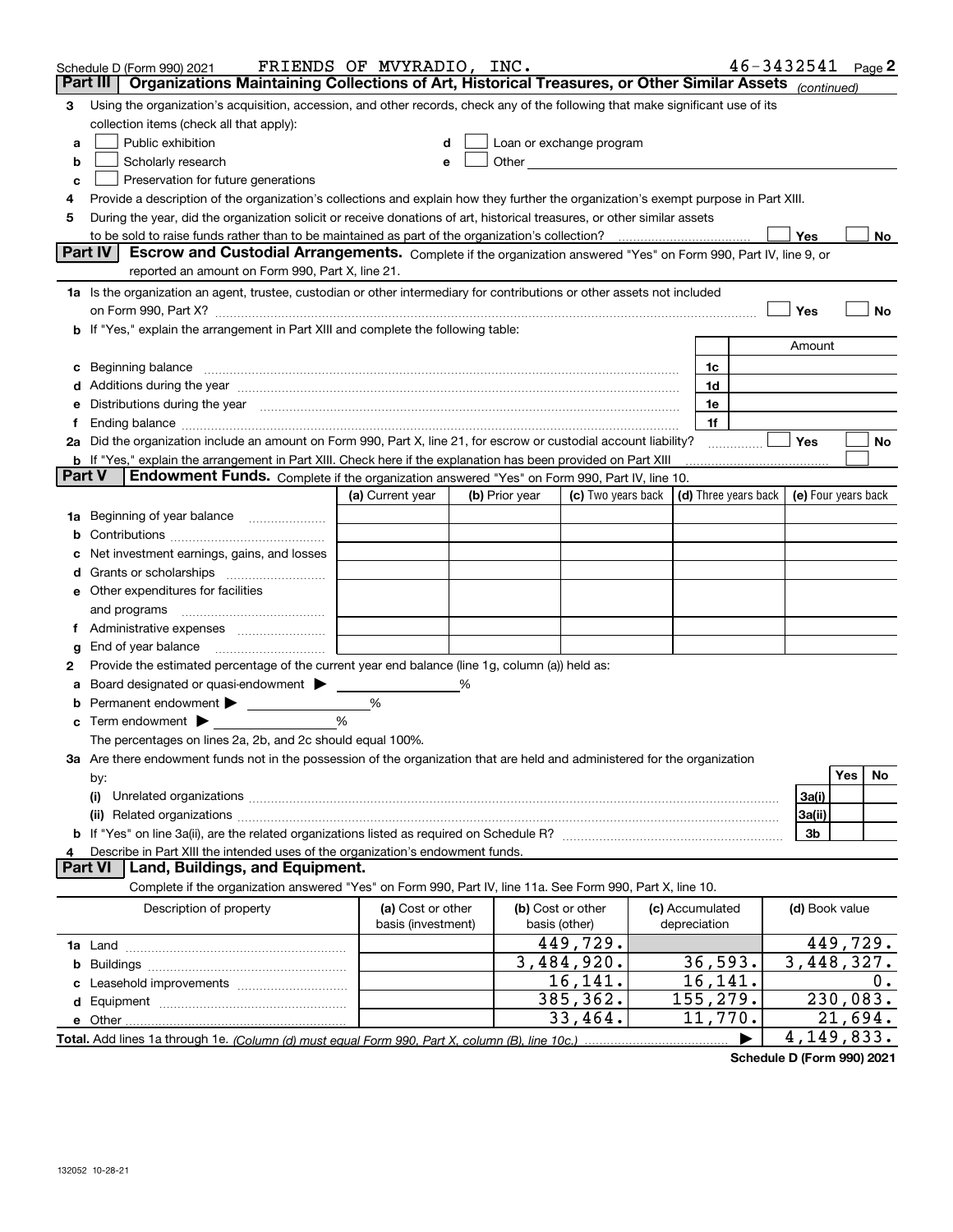Schedule D (Form 990) 2021 FRIENDS OF MVYRADIO, INC. 46-3432541 Page 2

## Part III Organizations Maintaining Collections of Art, Historical Treasures, or Other Similar Assets *(continued)*

**3** Using the organization's acquisition, accession, and other records, check any of the following that make significant use of its collection items (check all that apply):

- **a** ☐ Public exhibition
- **b** ☐ Scholarly research
- **c** ☐ Preservation for future generations
- **d** ☐ Loan or exchange program
- **e** ☐ Other

**4** Provide a description of the organization's collections and explain how they further the organization's exempt purpose in Part XIII.

**5** During the year, did the organization solicit or receive donations of art, historical treasures, or other similar assets to be sold to raise funds rather than to be maintained as part of the organization's collection? ☐ Yes ☐ No

## Part IV Escrow and Custodial Arrangements.

Complete if the organization answered "Yes" on Form 990, Part IV, line 9, or reported an amount on Form 990, Part X, line 21.

**1a** Is the organization an agent, trustee, custodian or other intermediary for contributions or other assets not included on Form 990, Part X? ☐ Yes ☐ No

**b** If "Yes," explain the arrangement in Part XIII and complete the following table:

| | | Amount |
|---|---|---|
| **c** Beginning balance | 1c | |
| **d** Additions during the year | 1d | |
| **e** Distributions during the year | 1e | |
| **f** Ending balance | 1f | |

**2a** Did the organization include an amount on Form 990, Part X, line 21, for escrow or custodial account liability? ☐ Yes ☐ No

**b** If "Yes," explain the arrangement in Part XIII. Check here if the explanation has been provided on Part XIII ☐

## Part V Endowment Funds.

Complete if the organization answered "Yes" on Form 990, Part IV, line 10.

| | (a) Current year | (b) Prior year | (c) Two years back | (d) Three years back | (e) Four years back |
|---|---|---|---|---|---|
| **1a** Beginning of year balance | | | | | |
| **b** Contributions | | | | | |
| **c** Net investment earnings, gains, and losses | | | | | |
| **d** Grants or scholarships | | | | | |
| **e** Other expenditures for facilities and programs | | | | | |
| **f** Administrative expenses | | | | | |
| **g** End of year balance | | | | | |

**2** Provide the estimated percentage of the current year end balance (line 1g, column (a)) held as:

- **a** Board designated or quasi-endowment ▶ ______ %
- **b** Permanent endowment ▶ ______ %
- **c** Term endowment ▶ ______ %

The percentages on lines 2a, 2b, and 2c should equal 100%.

**3a** Are there endowment funds not in the possession of the organization that are held and administered for the organization by:

| | | Yes | No |
|---|---|---|---|
| **(i)** Unrelated organizations | 3a(i) | | |
| **(ii)** Related organizations | 3a(ii) | | |
| **b** If "Yes" on line 3a(ii), are the related organizations listed as required on Schedule R? | 3b | | |

**4** Describe in Part XIII the intended uses of the organization's endowment funds.

## Part VI Land, Buildings, and Equipment.

Complete if the organization answered "Yes" on Form 990, Part IV, line 11a. See Form 990, Part X, line 10.

| Description of property | (a) Cost or other basis (investment) | (b) Cost or other basis (other) | (c) Accumulated depreciation | (d) Book value |
|---|---|---|---|---|
| **1a** Land | | 449,729. | | 449,729. |
| **b** Buildings | | 3,484,920. | 36,593. | 3,448,327. |
| **c** Leasehold improvements | | 16,141. | 16,141. | 0. |
| **d** Equipment | | 385,362. | 155,279. | 230,083. |
| **e** Other | | 33,464. | 11,770. | 21,694. |
| **Total.** Add lines 1a through 1e. *(Column (d) must equal Form 990, Part X, column (B), line 10c.)* | | | ▶ | 4,149,833. |

Schedule D (Form 990) 2021

132052 10-28-21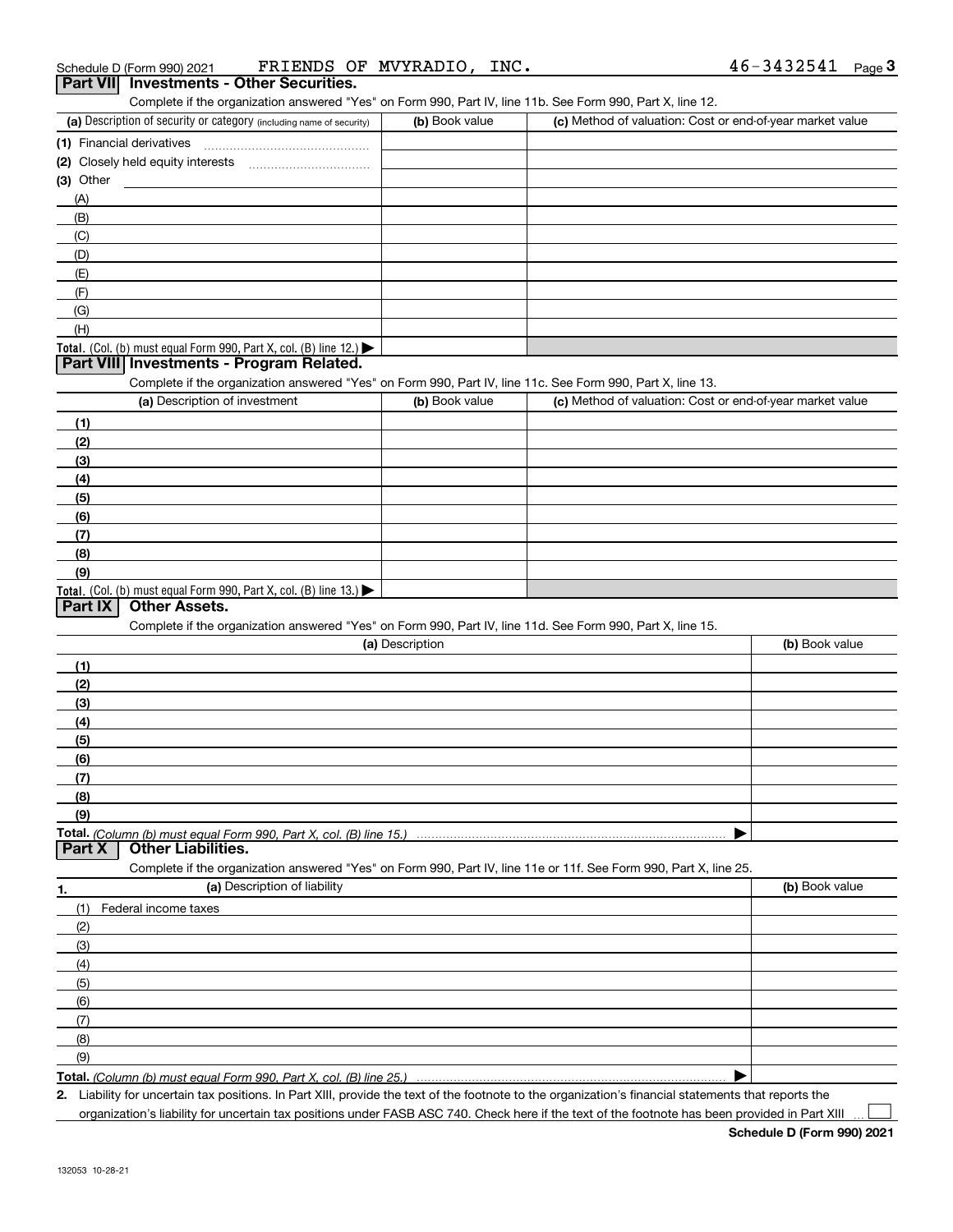Schedule D (Form 990) 2021 FRIENDS OF MVYRADIO, INC. 46-3432541

## Part VII Investments - Other Securities.

Complete if the organization answered "Yes" on Form 990, Part IV, line 11b. See Form 990, Part X, line 12.

| (a) Description of security or category (including name of security) | (b) Book value | (c) Method of valuation: Cost or end-of-year market value |
|---|---|---|
| (1) Financial derivatives | | |
| (2) Closely held equity interests | | |
| (3) Other | | |
| (A) | | |
| (B) | | |
| (C) | | |
| (D) | | |
| (E) | | |
| (F) | | |
| (G) | | |
| (H) | | |
| **Total.** (Col. (b) must equal Form 990, Part X, col. (B) line 12.) ▶ | | |

## Part VIII Investments - Program Related.

Complete if the organization answered "Yes" on Form 990, Part IV, line 11c. See Form 990, Part X, line 13.

| (a) Description of investment | (b) Book value | (c) Method of valuation: Cost or end-of-year market value |
|---|---|---|
| (1) | | |
| (2) | | |
| (3) | | |
| (4) | | |
| (5) | | |
| (6) | | |
| (7) | | |
| (8) | | |
| (9) | | |
| **Total.** (Col. (b) must equal Form 990, Part X, col. (B) line 13.) ▶ | | |

## Part IX Other Assets.

Complete if the organization answered "Yes" on Form 990, Part IV, line 11d. See Form 990, Part X, line 15.

| (a) Description | (b) Book value |
|---|---|
| (1) | |
| (2) | |
| (3) | |
| (4) | |
| (5) | |
| (6) | |
| (7) | |
| (8) | |
| (9) | |
| **Total.** *(Column (b) must equal Form 990, Part X, col. (B) line 15.)* ▶ | |

## Part X Other Liabilities.

Complete if the organization answered "Yes" on Form 990, Part IV, line 11e or 11f. See Form 990, Part X, line 25.

| 1. (a) Description of liability | (b) Book value |
|---|---|
| (1) Federal income taxes | |
| (2) | |
| (3) | |
| (4) | |
| (5) | |
| (6) | |
| (7) | |
| (8) | |
| (9) | |
| **Total.** *(Column (b) must equal Form 990, Part X, col. (B) line 25.)* ▶ | |

2. Liability for uncertain tax positions. In Part XIII, provide the text of the footnote to the organization's financial statements that reports the organization's liability for uncertain tax positions under FASB ASC 740. Check here if the text of the footnote has been provided in Part XIII ☐

Schedule D (Form 990) 2021

132053 10-28-21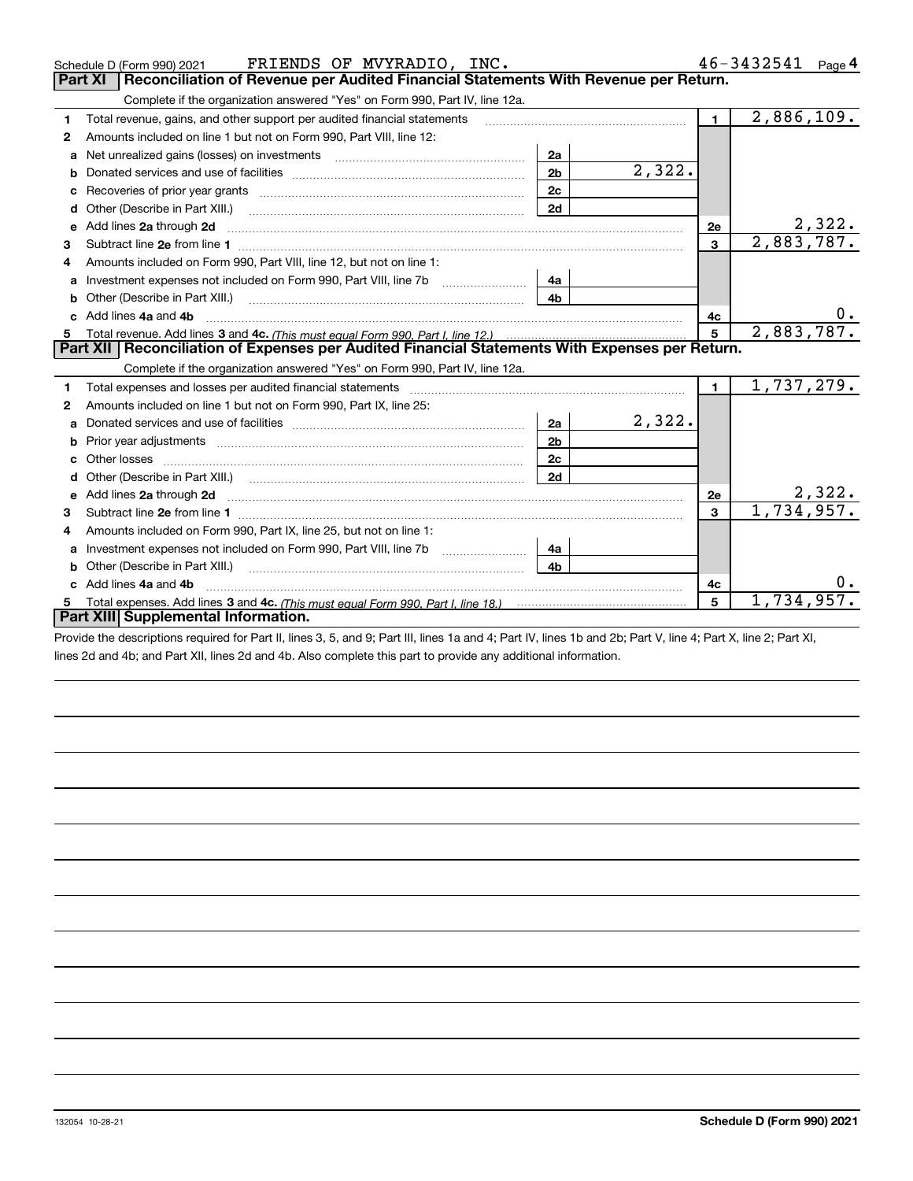Schedule D (Form 990) 2021 FRIENDS OF MVYRADIO, INC. 46-3432541

## Part XI Reconciliation of Revenue per Audited Financial Statements With Revenue per Return.

Complete if the organization answered "Yes" on Form 990, Part IV, line 12a.

| | | | | | |
|---|---|---|---|---|---|
| 1 | Total revenue, gains, and other support per audited financial statements | | | 1 | 2,886,109. |
| 2 | Amounts included on line 1 but not on Form 990, Part VIII, line 12: | | | | |
| a | Net unrealized gains (losses) on investments | 2a | | | |
| b | Donated services and use of facilities | 2b | 2,322. | | |
| c | Recoveries of prior year grants | 2c | | | |
| d | Other (Describe in Part XIII.) | 2d | | | |
| e | Add lines 2a through 2d | | | 2e | 2,322. |
| 3 | Subtract line 2e from line 1 | | | 3 | 2,883,787. |
| 4 | Amounts included on Form 990, Part VIII, line 12, but not on line 1: | | | | |
| a | Investment expenses not included on Form 990, Part VIII, line 7b | 4a | | | |
| b | Other (Describe in Part XIII.) | 4b | | | |
| c | Add lines 4a and 4b | | | 4c | 0. |
| 5 | Total revenue. Add lines 3 and 4c. *(This must equal Form 990, Part I, line 12.)* | | | 5 | 2,883,787. |

## Part XII Reconciliation of Expenses per Audited Financial Statements With Expenses per Return.

Complete if the organization answered "Yes" on Form 990, Part IV, line 12a.

| | | | | | |
|---|---|---|---|---|---|
| 1 | Total expenses and losses per audited financial statements | | | 1 | 1,737,279. |
| 2 | Amounts included on line 1 but not on Form 990, Part IX, line 25: | | | | |
| a | Donated services and use of facilities | 2a | 2,322. | | |
| b | Prior year adjustments | 2b | | | |
| c | Other losses | 2c | | | |
| d | Other (Describe in Part XIII.) | 2d | | | |
| e | Add lines 2a through 2d | | | 2e | 2,322. |
| 3 | Subtract line 2e from line 1 | | | 3 | 1,734,957. |
| 4 | Amounts included on Form 990, Part IX, line 25, but not on line 1: | | | | |
| a | Investment expenses not included on Form 990, Part VIII, line 7b | 4a | | | |
| b | Other (Describe in Part XIII.) | 4b | | | |
| c | Add lines 4a and 4b | | | 4c | 0. |
| 5 | Total expenses. Add lines 3 and 4c. *(This must equal Form 990, Part I, line 18.)* | | | 5 | 1,734,957. |

## Part XIII Supplemental Information.

Provide the descriptions required for Part II, lines 3, 5, and 9; Part III, lines 1a and 4; Part IV, lines 1b and 2b; Part V, line 4; Part X, line 2; Part XI, lines 2d and 4b; and Part XII, lines 2d and 4b. Also complete this part to provide any additional information.

132054 10-28-21 **Schedule D (Form 990) 2021**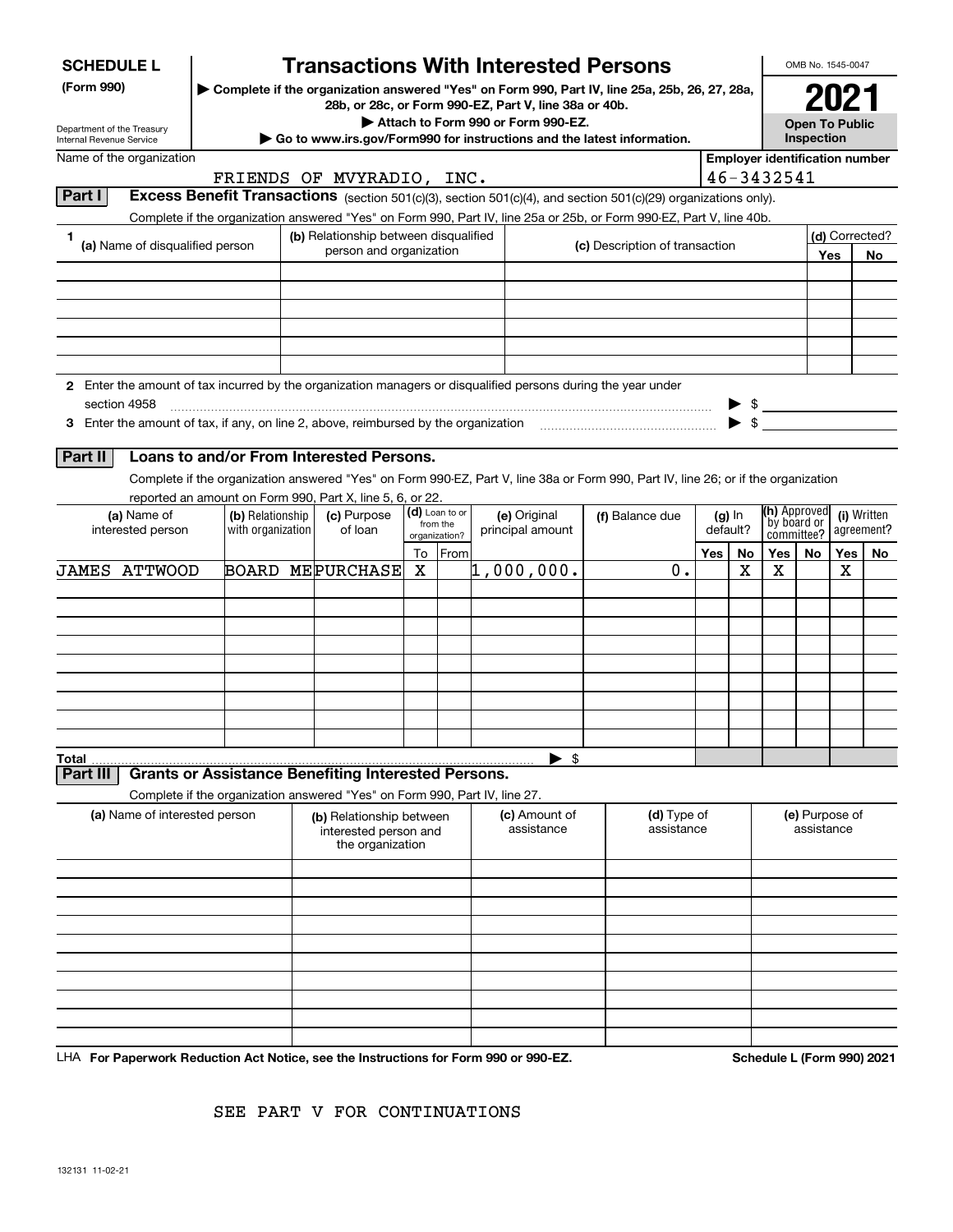# SCHEDULE L (Form 990)

Department of the Treasury
Internal Revenue Service

## Transactions With Interested Persons

▶ Complete if the organization answered "Yes" on Form 990, Part IV, line 25a, 25b, 26, 27, 28a, 28b, or 28c, or Form 990-EZ, Part V, line 38a or 40b.

▶ Attach to Form 990 or Form 990-EZ.

▶ Go to www.irs.gov/Form990 for instructions and the latest information.

OMB No. 1545-0047

**2021**

**Open To Public Inspection**

Name of the organization: FRIENDS OF MVYRADIO, INC.

Employer identification number: 46-3432541

### Part I Excess Benefit Transactions (section 501(c)(3), section 501(c)(4), and section 501(c)(29) organizations only).

Complete if the organization answered "Yes" on Form 990, Part IV, line 25a or 25b, or Form 990-EZ, Part V, line 40b.

| 1 (a) Name of disqualified person | (b) Relationship between disqualified person and organization | (c) Description of transaction | (d) Corrected? Yes | No |
|---|---|---|---|---|
| | | | | |
| | | | | |
| | | | | |
| | | | | |
| | | | | |

2 Enter the amount of tax incurred by the organization managers or disqualified persons during the year under section 4958 ▶ $

3 Enter the amount of tax, if any, on line 2, above, reimbursed by the organization ▶ $

### Part II Loans to and/or From Interested Persons.

Complete if the organization answered "Yes" on Form 990-EZ, Part V, line 38a or Form 990, Part IV, line 26; or if the organization reported an amount on Form 990, Part X, line 5, 6, or 22.

| (a) Name of interested person | (b) Relationship with organization | (c) Purpose of loan | (d) Loan to or from the organization? To | From | (e) Original principal amount | (f) Balance due | (g) In default? Yes | No | (h) Approved by board or committee? Yes | No | (i) Written agreement? Yes | No |
|---|---|---|---|---|---|---|---|---|---|---|---|---|
| JAMES ATTWOOD | BOARD ME | PURCHASE | X | | 1,000,000. | 0. | | X | X | | X | |
| | | | | | | | | | | | | |
| | | | | | | | | | | | | |
| | | | | | | | | | | | | |
| | | | | | | | | | | | | |
| | | | | | | | | | | | | |
| | | | | | | | | | | | | |
| | | | | | | | | | | | | |
| | | | | | | | | | | | | |
| Total | | | | | ▶ $ | | | | | | | |

### Part III Grants or Assistance Benefiting Interested Persons.

Complete if the organization answered "Yes" on Form 990, Part IV, line 27.

| (a) Name of interested person | (b) Relationship between interested person and the organization | (c) Amount of assistance | (d) Type of assistance | (e) Purpose of assistance |
|---|---|---|---|---|
| | | | | |
| | | | | |
| | | | | |
| | | | | |
| | | | | |
| | | | | |
| | | | | |
| | | | | |
| | | | | |
| | | | | |

LHA For Paperwork Reduction Act Notice, see the Instructions for Form 990 or 990-EZ.

Schedule L (Form 990) 2021

SEE PART V FOR CONTINUATIONS

132131 11-02-21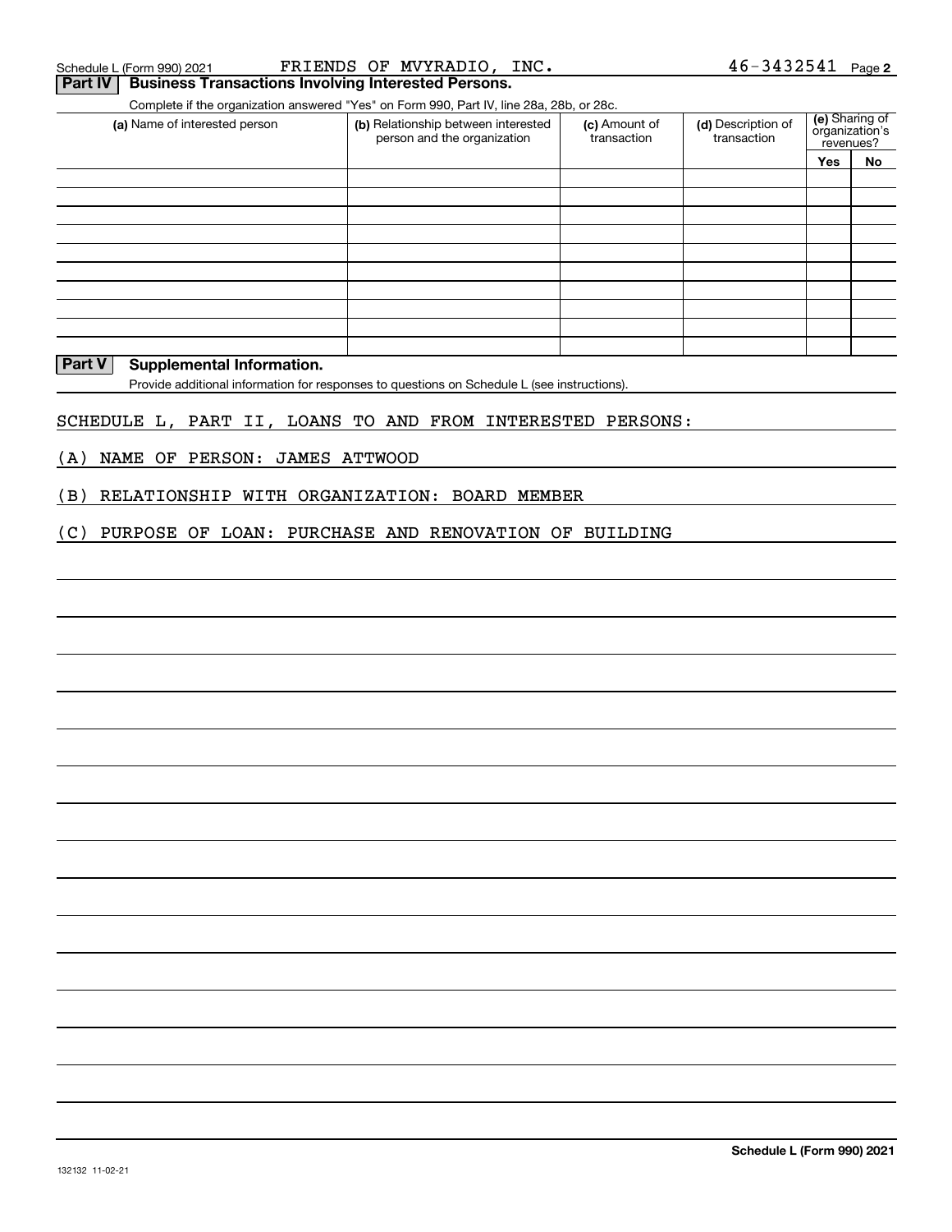Schedule L (Form 990) 2021 FRIENDS OF MVYRADIO, INC. 46-3432541 Page 2

## Part IV Business Transactions Involving Interested Persons.

Complete if the organization answered "Yes" on Form 990, Part IV, line 28a, 28b, or 28c.

| (a) Name of interested person | (b) Relationship between interested person and the organization | (c) Amount of transaction | (d) Description of transaction | (e) Sharing of organization's revenues? | |
|---|---|---|---|---|---|
| | | | | Yes | No |
| | | | | | |
| | | | | | |
| | | | | | |
| | | | | | |
| | | | | | |
| | | | | | |
| | | | | | |
| | | | | | |
| | | | | | |
| | | | | | |

## Part V Supplemental Information.

Provide additional information for responses to questions on Schedule L (see instructions).

SCHEDULE L, PART II, LOANS TO AND FROM INTERESTED PERSONS:

(A) NAME OF PERSON: JAMES ATTWOOD

(B) RELATIONSHIP WITH ORGANIZATION: BOARD MEMBER

(C) PURPOSE OF LOAN: PURCHASE AND RENOVATION OF BUILDING

Schedule L (Form 990) 2021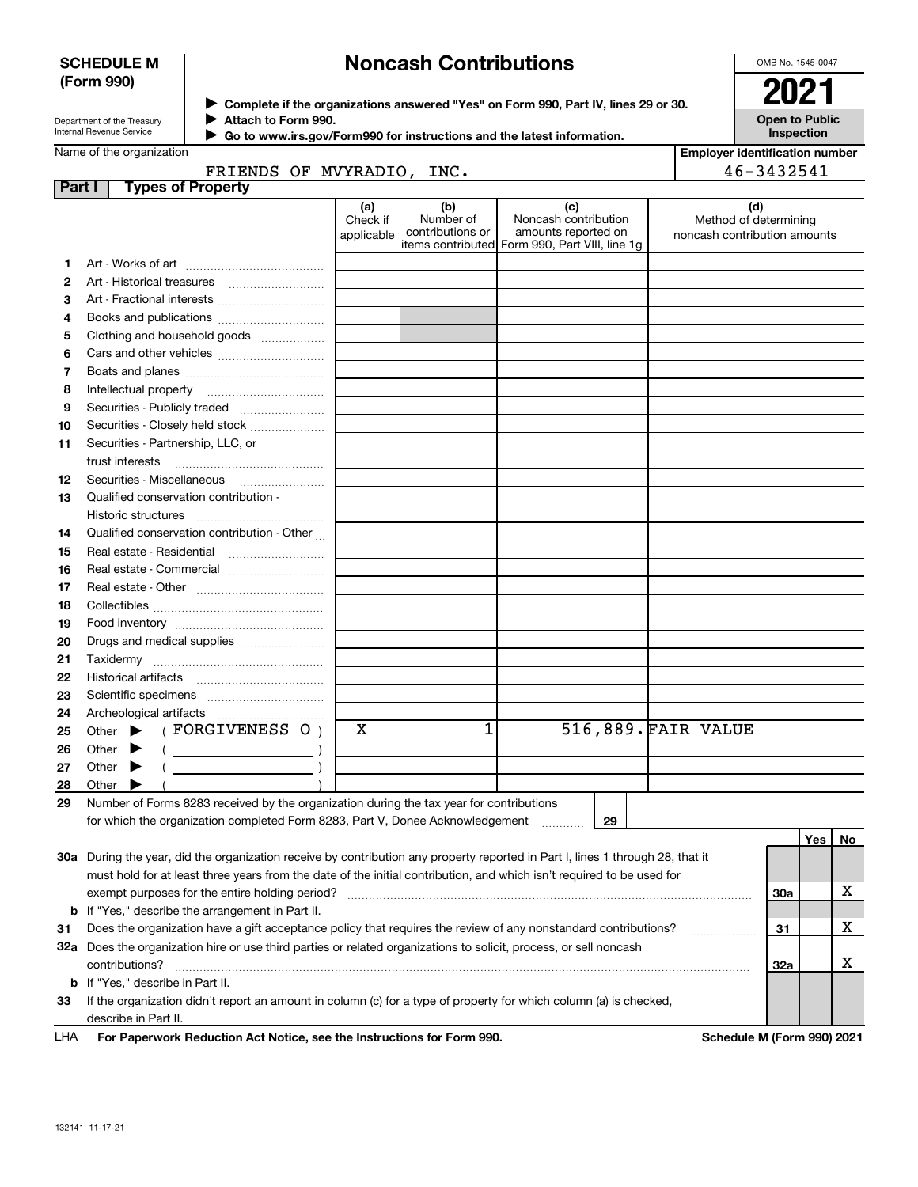# SCHEDULE M (Form 990)

# Noncash Contributions

OMB No. 1545-0047

**2021**

**Open to Public Inspection**

Department of the Treasury
Internal Revenue Service

▶ **Complete if the organizations answered "Yes" on Form 990, Part IV, lines 29 or 30.**
▶ **Attach to Form 990.**
▶ **Go to www.irs.gov/Form990 for instructions and the latest information.**

Name of the organization: FRIENDS OF MVYRADIO, INC.

Employer identification number: 46-3432541

## Part I Types of Property

| | | (a) Check if applicable | (b) Number of contributions or items contributed | (c) Noncash contribution amounts reported on Form 990, Part VIII, line 1g | (d) Method of determining noncash contribution amounts |
|---|---|---|---|---|---|
| 1 | Art - Works of art | | | | |
| 2 | Art - Historical treasures | | | | |
| 3 | Art - Fractional interests | | | | |
| 4 | Books and publications | | | | |
| 5 | Clothing and household goods | | | | |
| 6 | Cars and other vehicles | | | | |
| 7 | Boats and planes | | | | |
| 8 | Intellectual property | | | | |
| 9 | Securities - Publicly traded | | | | |
| 10 | Securities - Closely held stock | | | | |
| 11 | Securities - Partnership, LLC, or trust interests | | | | |
| 12 | Securities - Miscellaneous | | | | |
| 13 | Qualified conservation contribution - Historic structures | | | | |
| 14 | Qualified conservation contribution - Other | | | | |
| 15 | Real estate - Residential | | | | |
| 16 | Real estate - Commercial | | | | |
| 17 | Real estate - Other | | | | |
| 18 | Collectibles | | | | |
| 19 | Food inventory | | | | |
| 20 | Drugs and medical supplies | | | | |
| 21 | Taxidermy | | | | |
| 22 | Historical artifacts | | | | |
| 23 | Scientific specimens | | | | |
| 24 | Archeological artifacts | | | | |
| 25 | Other ▶ ( FORGIVENESS O ) | X | 1 | 516,889. | FAIR VALUE |
| 26 | Other ▶ ( ) | | | | |
| 27 | Other ▶ ( ) | | | | |
| 28 | Other ▶ ( ) | | | | |

29 Number of Forms 8283 received by the organization during the tax year for contributions for which the organization completed Form 8283, Part V, Donee Acknowledgement ..... 29

| | | | Yes | No |
|---|---|---|---|---|
| 30a | During the year, did the organization receive by contribution any property reported in Part I, lines 1 through 28, that it must hold for at least three years from the date of the initial contribution, and which isn't required to be used for exempt purposes for the entire holding period? | 30a | | X |
| b | If "Yes," describe the arrangement in Part II. | | | |
| 31 | Does the organization have a gift acceptance policy that requires the review of any nonstandard contributions? | 31 | | X |
| 32a | Does the organization hire or use third parties or related organizations to solicit, process, or sell noncash contributions? | 32a | | X |
| b | If "Yes," describe in Part II. | | | |
| 33 | If the organization didn't report an amount in column (c) for a type of property for which column (a) is checked, describe in Part II. | | | |

LHA **For Paperwork Reduction Act Notice, see the Instructions for Form 990.** **Schedule M (Form 990) 2021**

132141 11-17-21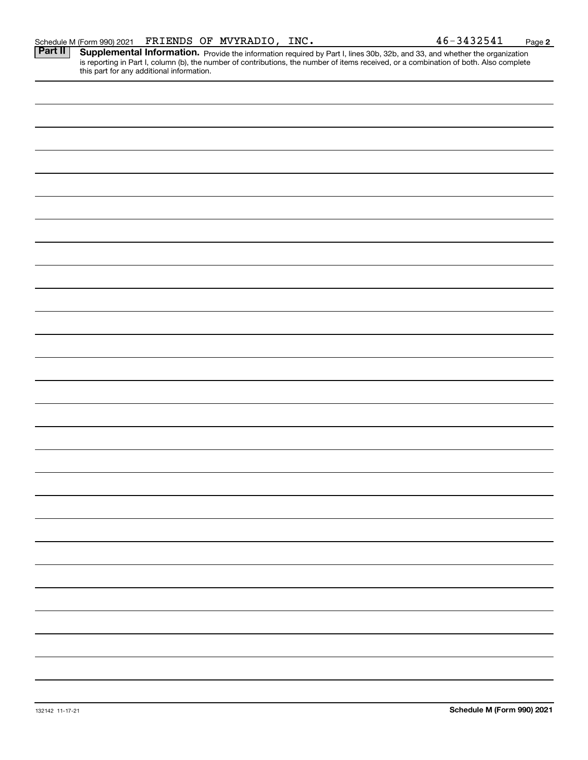Schedule M (Form 990) 2021 FRIENDS OF MVYRADIO, INC. 46-3432541

## Part II Supplemental Information.

Provide the information required by Part I, lines 30b, 32b, and 33, and whether the organization is reporting in Part I, column (b), the number of contributions, the number of items received, or a combination of both. Also complete this part for any additional information.

132142 11-17-21

**Schedule M (Form 990) 2021**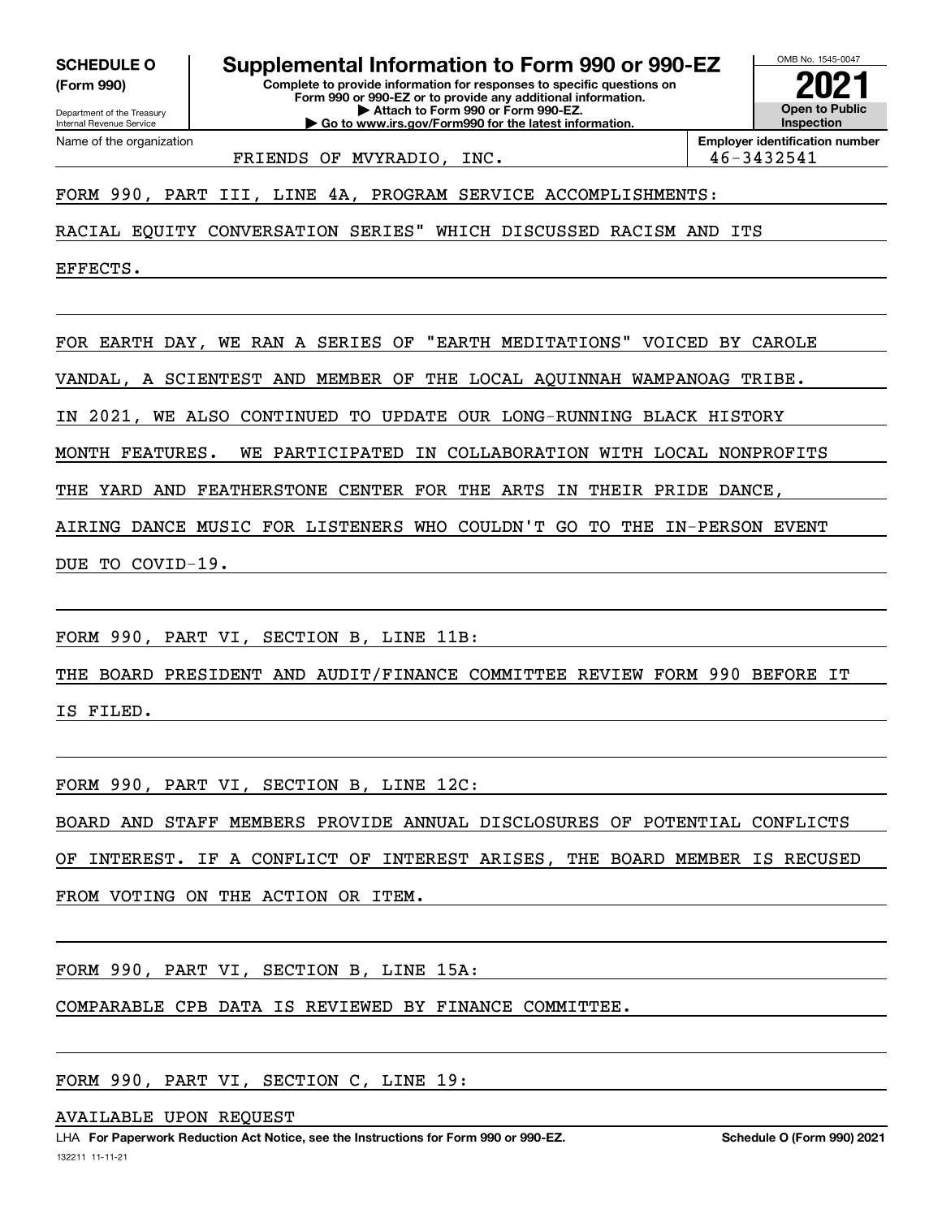**SCHEDULE O**
**(Form 990)**

Department of the Treasury
Internal Revenue Service

# Supplemental Information to Form 990 or 990-EZ

**Complete to provide information for responses to specific questions on Form 990 or 990-EZ or to provide any additional information.**
**▶ Attach to Form 990 or Form 990-EZ.**
**▶ Go to www.irs.gov/Form990 for the latest information.**

OMB No. 1545-0047

**2021**

**Open to Public Inspection**

Name of the organization: FRIENDS OF MVYRADIO, INC.

**Employer identification number**: 46-3432541

FORM 990, PART III, LINE 4A, PROGRAM SERVICE ACCOMPLISHMENTS:

RACIAL EQUITY CONVERSATION SERIES" WHICH DISCUSSED RACISM AND ITS EFFECTS.

FOR EARTH DAY, WE RAN A SERIES OF "EARTH MEDITATIONS" VOICED BY CAROLE VANDAL, A SCIENTEST AND MEMBER OF THE LOCAL AQUINNAH WAMPANOAG TRIBE. IN 2021, WE ALSO CONTINUED TO UPDATE OUR LONG-RUNNING BLACK HISTORY MONTH FEATURES. WE PARTICIPATED IN COLLABORATION WITH LOCAL NONPROFITS THE YARD AND FEATHERSTONE CENTER FOR THE ARTS IN THEIR PRIDE DANCE, AIRING DANCE MUSIC FOR LISTENERS WHO COULDN'T GO TO THE IN-PERSON EVENT DUE TO COVID-19.

FORM 990, PART VI, SECTION B, LINE 11B:

THE BOARD PRESIDENT AND AUDIT/FINANCE COMMITTEE REVIEW FORM 990 BEFORE IT IS FILED.

FORM 990, PART VI, SECTION B, LINE 12C:

BOARD AND STAFF MEMBERS PROVIDE ANNUAL DISCLOSURES OF POTENTIAL CONFLICTS OF INTEREST. IF A CONFLICT OF INTEREST ARISES, THE BOARD MEMBER IS RECUSED FROM VOTING ON THE ACTION OR ITEM.

FORM 990, PART VI, SECTION B, LINE 15A:

COMPARABLE CPB DATA IS REVIEWED BY FINANCE COMMITTEE.

FORM 990, PART VI, SECTION C, LINE 19:

AVAILABLE UPON REQUEST

LHA **For Paperwork Reduction Act Notice, see the Instructions for Form 990 or 990-EZ.** **Schedule O (Form 990) 2021**

132211 11-11-21